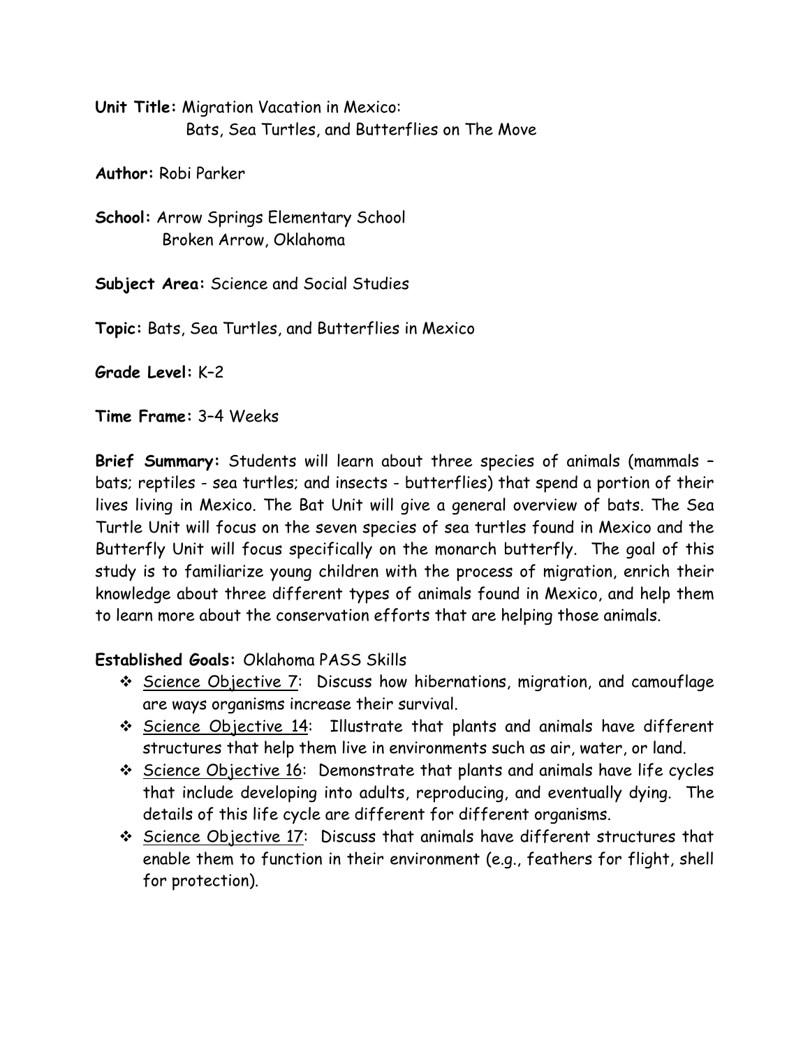**Unit Title:** Migration Vacation in Mexico:
Bats, Sea Turtles, and Butterflies on The Move

**Author:** Robi Parker

**School:** Arrow Springs Elementary School
Broken Arrow, Oklahoma

**Subject Area:** Science and Social Studies

**Topic:** Bats, Sea Turtles, and Butterflies in Mexico

**Grade Level:** K–2

**Time Frame:** 3–4 Weeks

**Brief Summary:** Students will learn about three species of animals (mammals – bats; reptiles - sea turtles; and insects - butterflies) that spend a portion of their lives living in Mexico. The Bat Unit will give a general overview of bats. The Sea Turtle Unit will focus on the seven species of sea turtles found in Mexico and the Butterfly Unit will focus specifically on the monarch butterfly. The goal of this study is to familiarize young children with the process of migration, enrich their knowledge about three different types of animals found in Mexico, and help them to learn more about the conservation efforts that are helping those animals.

**Established Goals:** Oklahoma PASS Skills

- Science Objective 7: Discuss how hibernations, migration, and camouflage are ways organisms increase their survival.
- Science Objective 14: Illustrate that plants and animals have different structures that help them live in environments such as air, water, or land.
- Science Objective 16: Demonstrate that plants and animals have life cycles that include developing into adults, reproducing, and eventually dying. The details of this life cycle are different for different organisms.
- Science Objective 17: Discuss that animals have different structures that enable them to function in their environment (e.g., feathers for flight, shell for protection).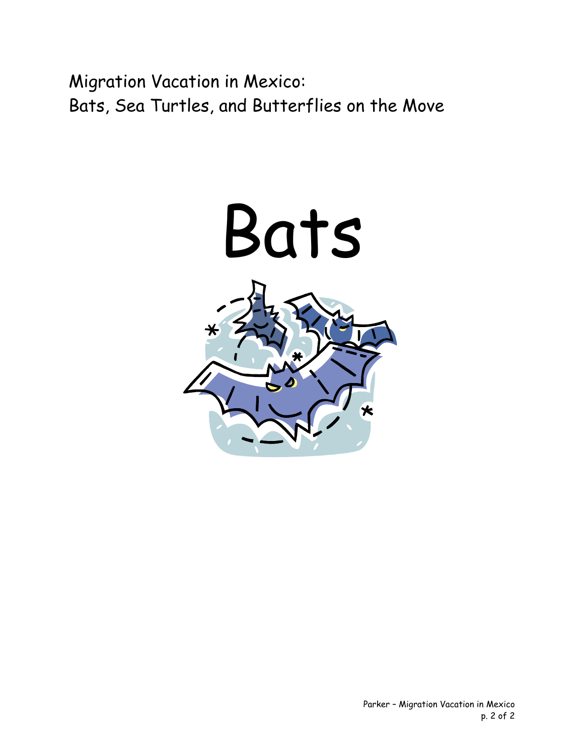Migration Vacation in Mexico:
Bats, Sea Turtles, and Butterflies on the Move

# Bats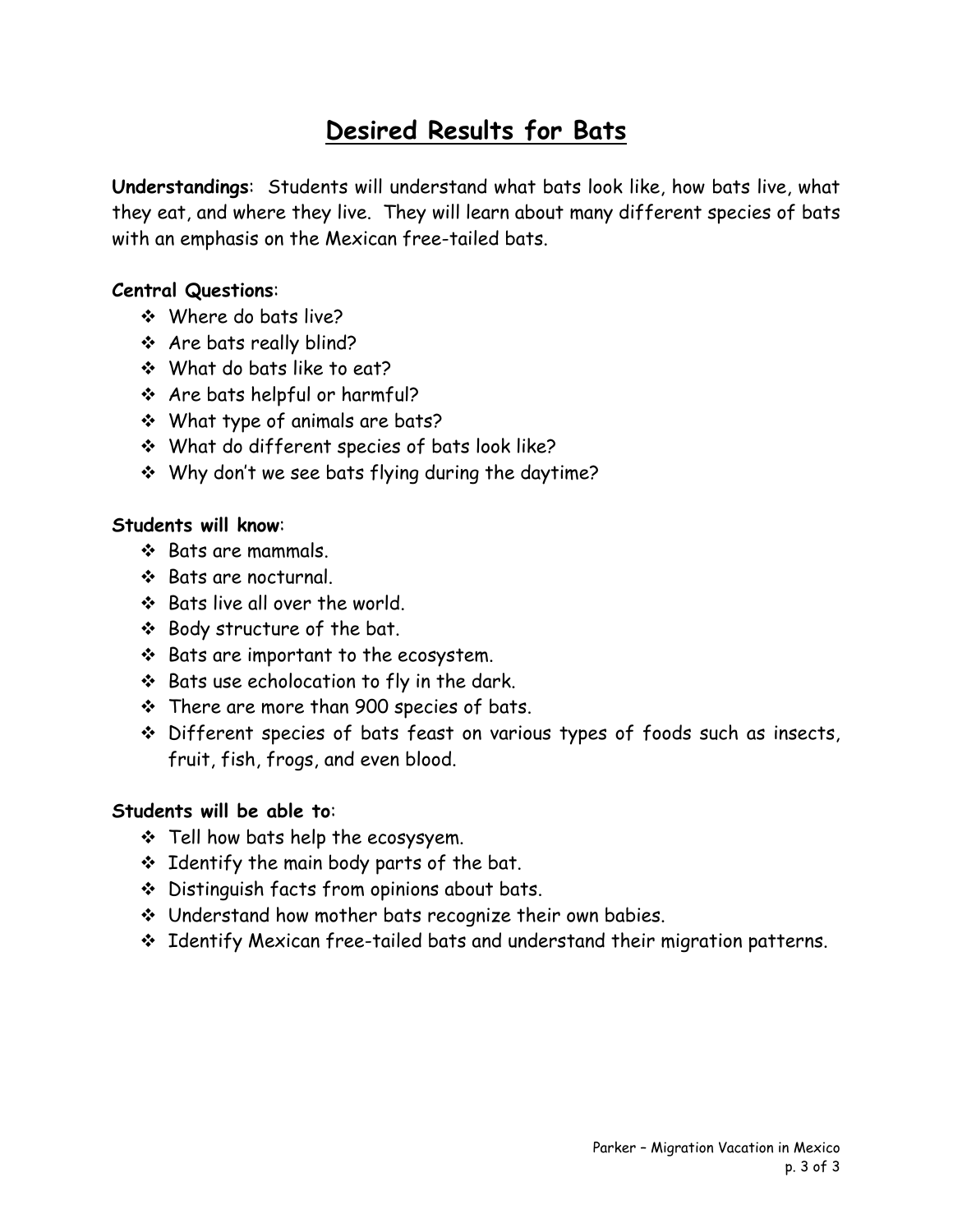# Desired Results for Bats

**Understandings**: Students will understand what bats look like, how bats live, what they eat, and where they live. They will learn about many different species of bats with an emphasis on the Mexican free-tailed bats.

**Central Questions**:

- Where do bats live?
- Are bats really blind?
- What do bats like to eat?
- Are bats helpful or harmful?
- What type of animals are bats?
- What do different species of bats look like?
- Why don't we see bats flying during the daytime?

**Students will know**:

- Bats are mammals.
- Bats are nocturnal.
- Bats live all over the world.
- Body structure of the bat.
- Bats are important to the ecosystem.
- Bats use echolocation to fly in the dark.
- There are more than 900 species of bats.
- Different species of bats feast on various types of foods such as insects, fruit, fish, frogs, and even blood.

**Students will be able to**:

- Tell how bats help the ecosysyem.
- Identify the main body parts of the bat.
- Distinguish facts from opinions about bats.
- Understand how mother bats recognize their own babies.
- Identify Mexican free-tailed bats and understand their migration patterns.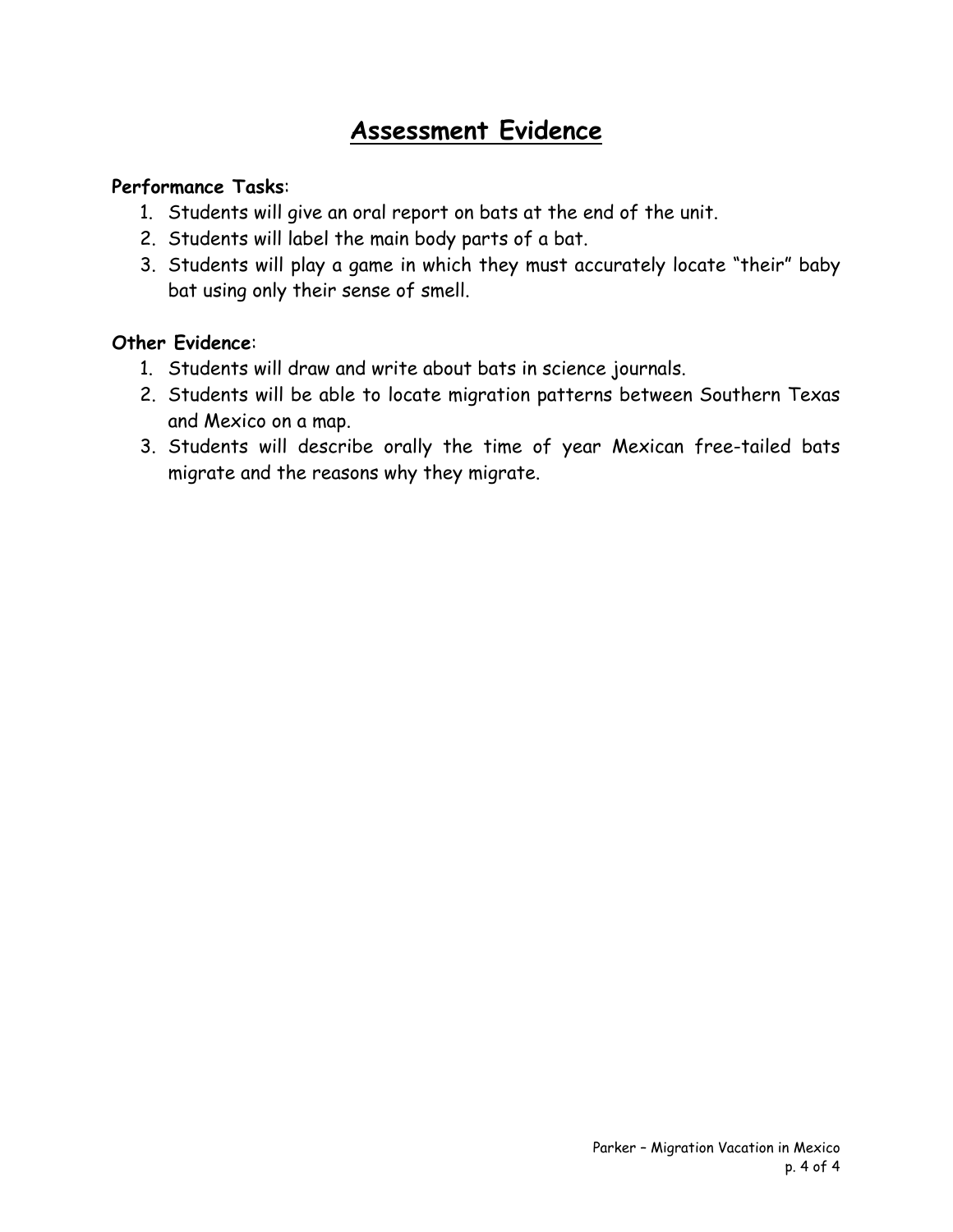# Assessment Evidence

**Performance Tasks**:

1. Students will give an oral report on bats at the end of the unit.
2. Students will label the main body parts of a bat.
3. Students will play a game in which they must accurately locate "their" baby bat using only their sense of smell.

**Other Evidence**:

1. Students will draw and write about bats in science journals.
2. Students will be able to locate migration patterns between Southern Texas and Mexico on a map.
3. Students will describe orally the time of year Mexican free-tailed bats migrate and the reasons why they migrate.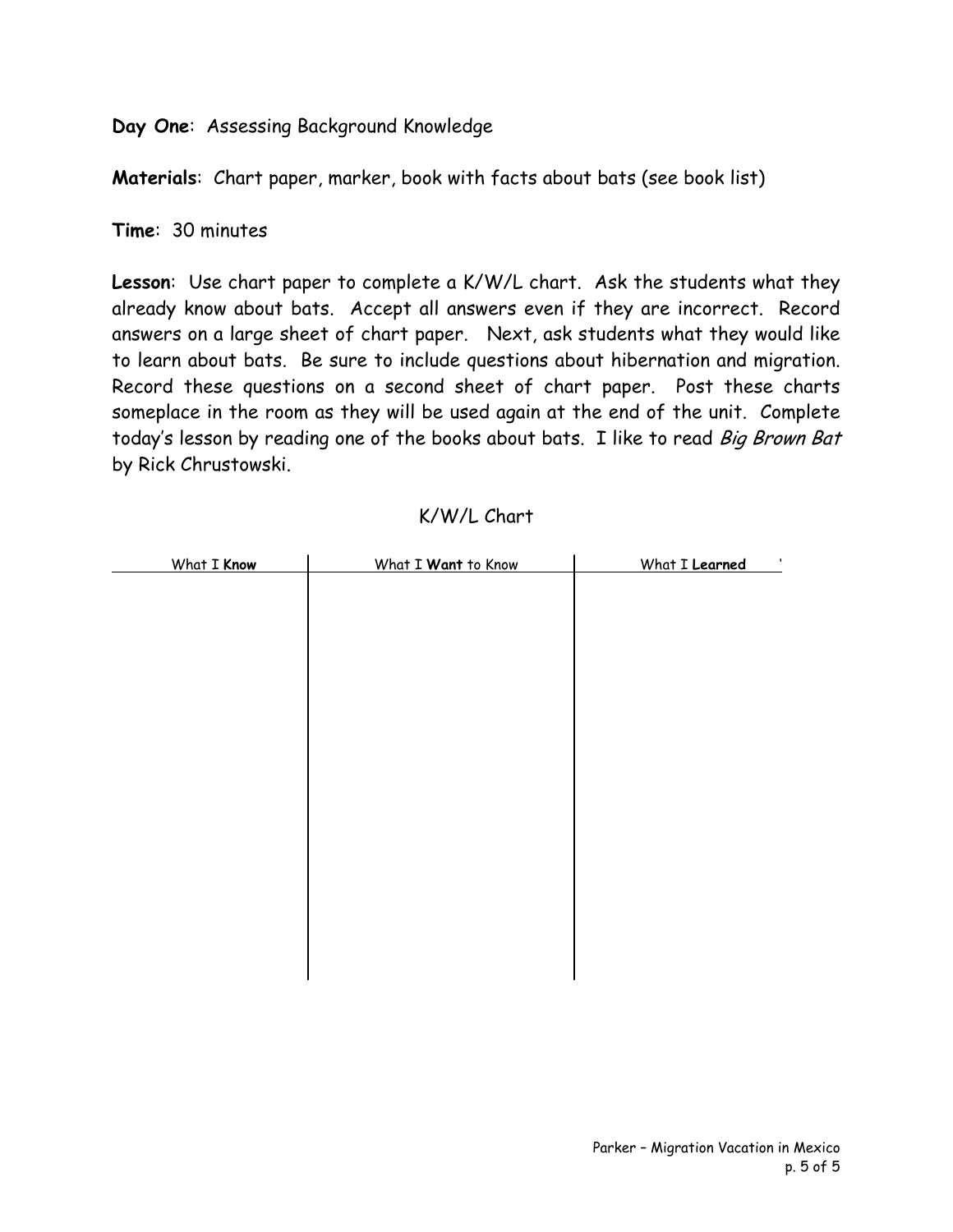**Day One**: Assessing Background Knowledge

**Materials**: Chart paper, marker, book with facts about bats (see book list)

**Time**: 30 minutes

**Lesson**: Use chart paper to complete a K/W/L chart. Ask the students what they already know about bats. Accept all answers even if they are incorrect. Record answers on a large sheet of chart paper. Next, ask students what they would like to learn about bats. Be sure to include questions about hibernation and migration. Record these questions on a second sheet of chart paper. Post these charts someplace in the room as they will be used again at the end of the unit. Complete today's lesson by reading one of the books about bats. I like to read *Big Brown Bat* by Rick Chrustowski.

K/W/L Chart

| What I **Know** | What I **Want** to Know | What I **Learned** |
|---|---|---|
| | | |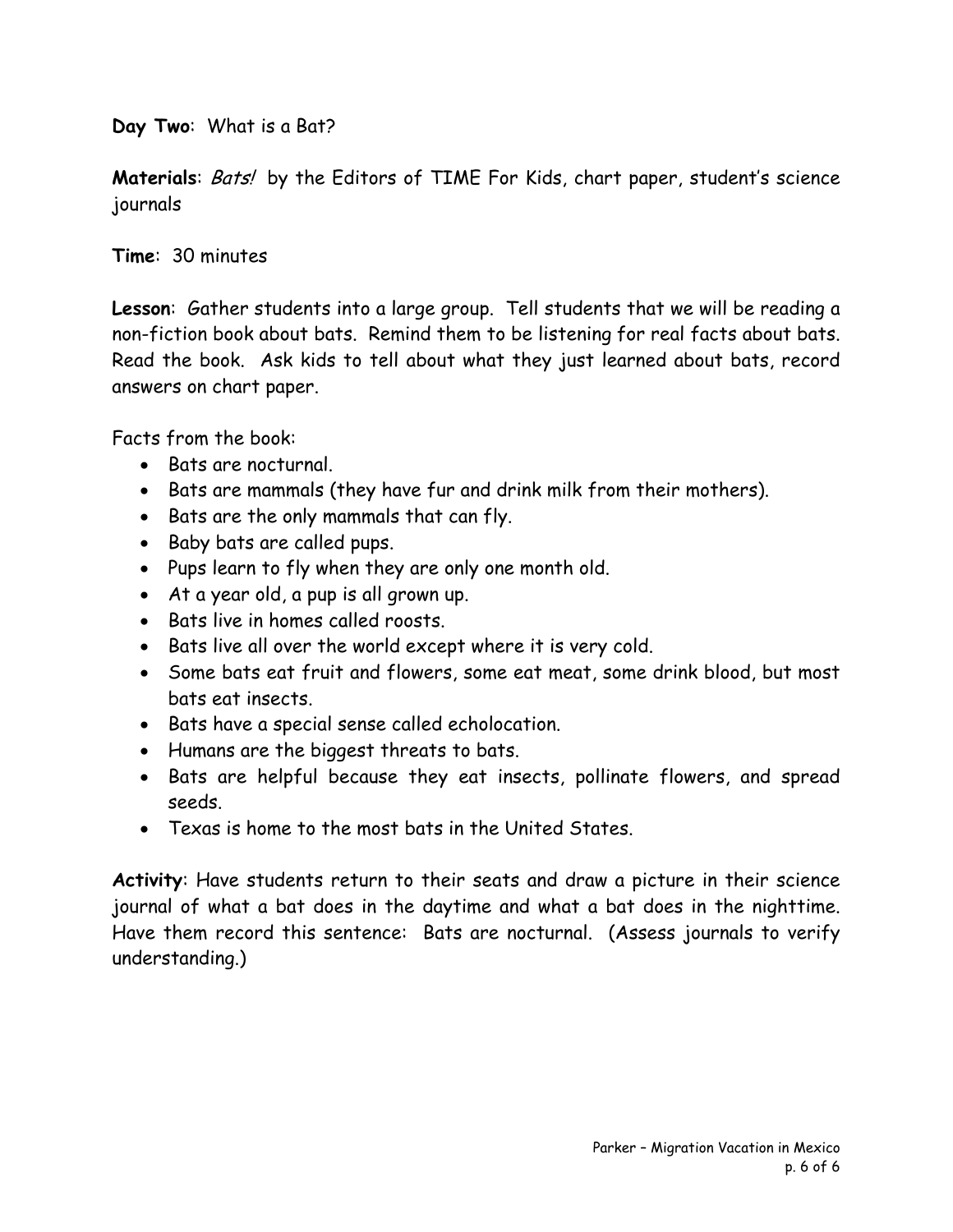**Day Two**: What is a Bat?

**Materials**: *Bats!* by the Editors of TIME For Kids, chart paper, student's science journals

**Time**: 30 minutes

**Lesson**: Gather students into a large group. Tell students that we will be reading a non-fiction book about bats. Remind them to be listening for real facts about bats. Read the book. Ask kids to tell about what they just learned about bats, record answers on chart paper.

Facts from the book:

- Bats are nocturnal.
- Bats are mammals (they have fur and drink milk from their mothers).
- Bats are the only mammals that can fly.
- Baby bats are called pups.
- Pups learn to fly when they are only one month old.
- At a year old, a pup is all grown up.
- Bats live in homes called roosts.
- Bats live all over the world except where it is very cold.
- Some bats eat fruit and flowers, some eat meat, some drink blood, but most bats eat insects.
- Bats have a special sense called echolocation.
- Humans are the biggest threats to bats.
- Bats are helpful because they eat insects, pollinate flowers, and spread seeds.
- Texas is home to the most bats in the United States.

**Activity**: Have students return to their seats and draw a picture in their science journal of what a bat does in the daytime and what a bat does in the nighttime. Have them record this sentence: Bats are nocturnal. (Assess journals to verify understanding.)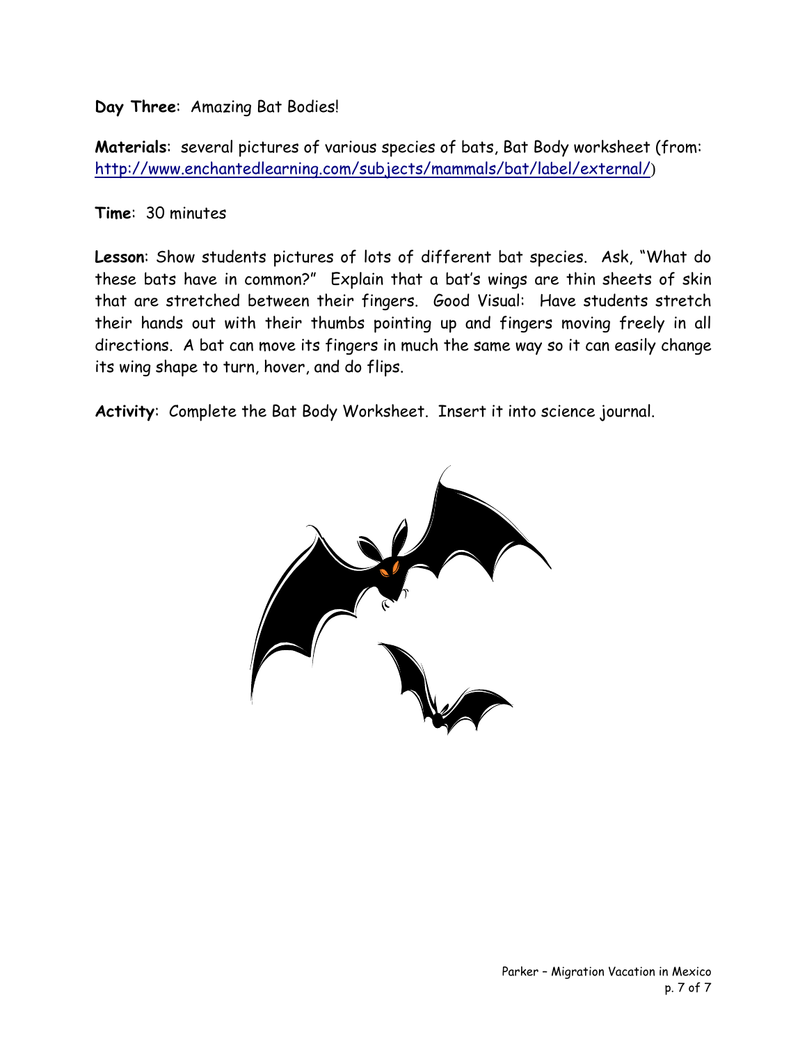**Day Three**: Amazing Bat Bodies!

**Materials**: several pictures of various species of bats, Bat Body worksheet (from: http://www.enchantedlearning.com/subjects/mammals/bat/label/external/)

**Time**: 30 minutes

**Lesson**: Show students pictures of lots of different bat species. Ask, "What do these bats have in common?" Explain that a bat's wings are thin sheets of skin that are stretched between their fingers. Good Visual: Have students stretch their hands out with their thumbs pointing up and fingers moving freely in all directions. A bat can move its fingers in much the same way so it can easily change its wing shape to turn, hover, and do flips.

**Activity**: Complete the Bat Body Worksheet. Insert it into science journal.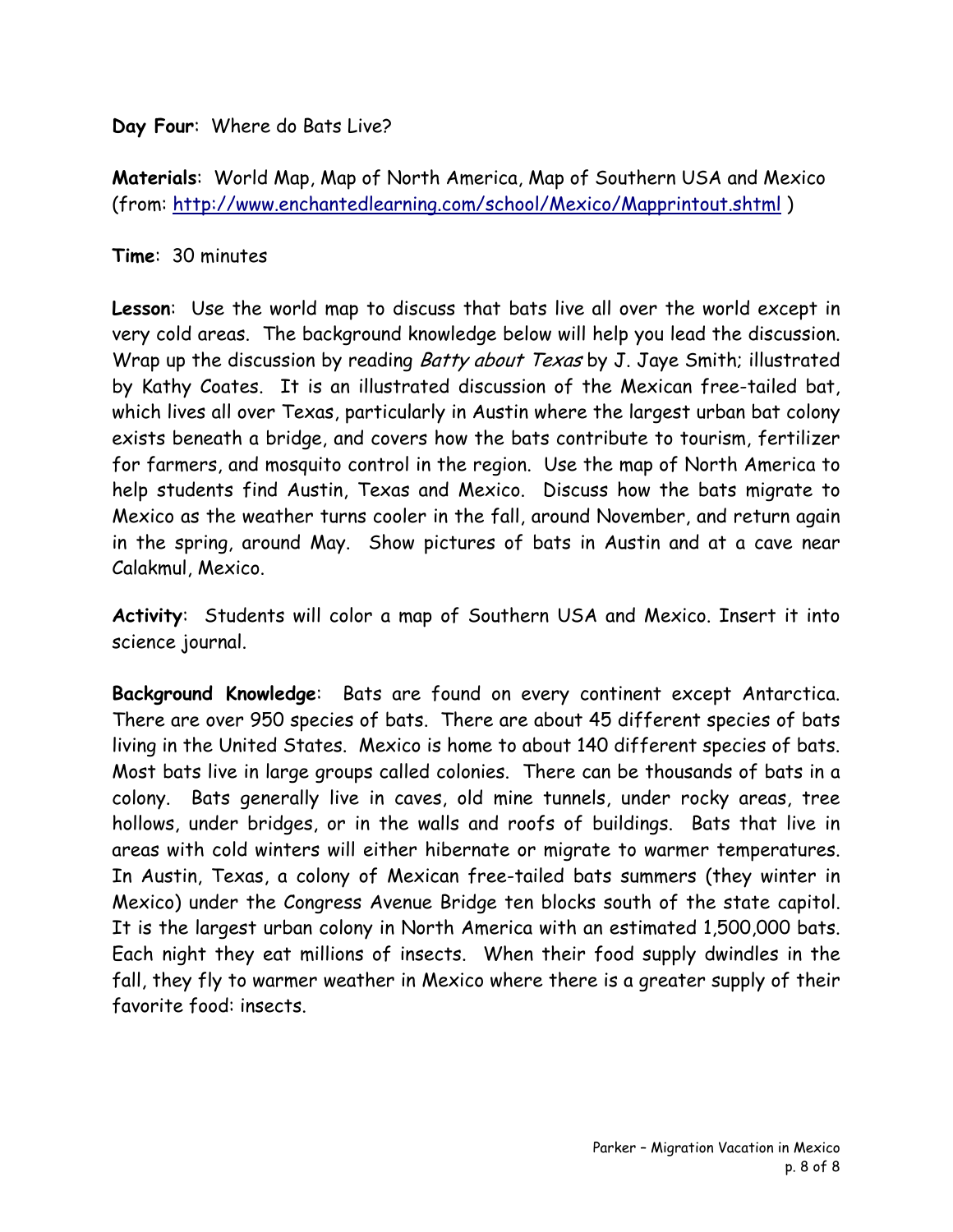**Day Four**: Where do Bats Live?

**Materials**: World Map, Map of North America, Map of Southern USA and Mexico (from: [http://www.enchantedlearning.com/school/Mexico/Mapprintout.shtml](http://www.enchantedlearning.com/school/Mexico/Mapprintout.shtml) )

**Time**: 30 minutes

**Lesson**: Use the world map to discuss that bats live all over the world except in very cold areas. The background knowledge below will help you lead the discussion. Wrap up the discussion by reading *Batty about Texas* by J. Jaye Smith; illustrated by Kathy Coates. It is an illustrated discussion of the Mexican free-tailed bat, which lives all over Texas, particularly in Austin where the largest urban bat colony exists beneath a bridge, and covers how the bats contribute to tourism, fertilizer for farmers, and mosquito control in the region. Use the map of North America to help students find Austin, Texas and Mexico. Discuss how the bats migrate to Mexico as the weather turns cooler in the fall, around November, and return again in the spring, around May. Show pictures of bats in Austin and at a cave near Calakmul, Mexico.

**Activity**: Students will color a map of Southern USA and Mexico. Insert it into science journal.

**Background Knowledge**: Bats are found on every continent except Antarctica. There are over 950 species of bats. There are about 45 different species of bats living in the United States. Mexico is home to about 140 different species of bats. Most bats live in large groups called colonies. There can be thousands of bats in a colony. Bats generally live in caves, old mine tunnels, under rocky areas, tree hollows, under bridges, or in the walls and roofs of buildings. Bats that live in areas with cold winters will either hibernate or migrate to warmer temperatures. In Austin, Texas, a colony of Mexican free-tailed bats summers (they winter in Mexico) under the Congress Avenue Bridge ten blocks south of the state capitol. It is the largest urban colony in North America with an estimated 1,500,000 bats. Each night they eat millions of insects. When their food supply dwindles in the fall, they fly to warmer weather in Mexico where there is a greater supply of their favorite food: insects.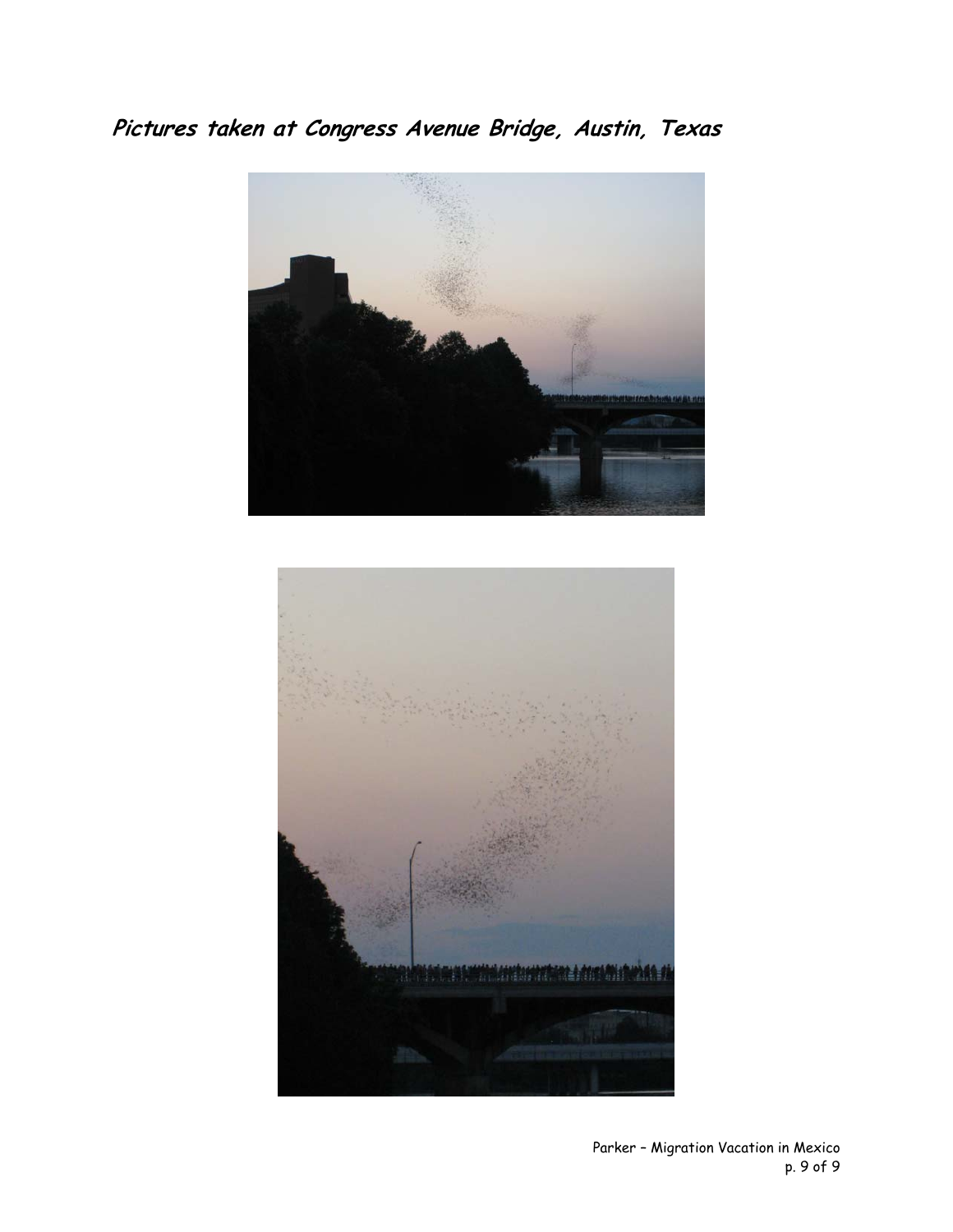**Pictures taken at Congress Avenue Bridge, Austin, Texas**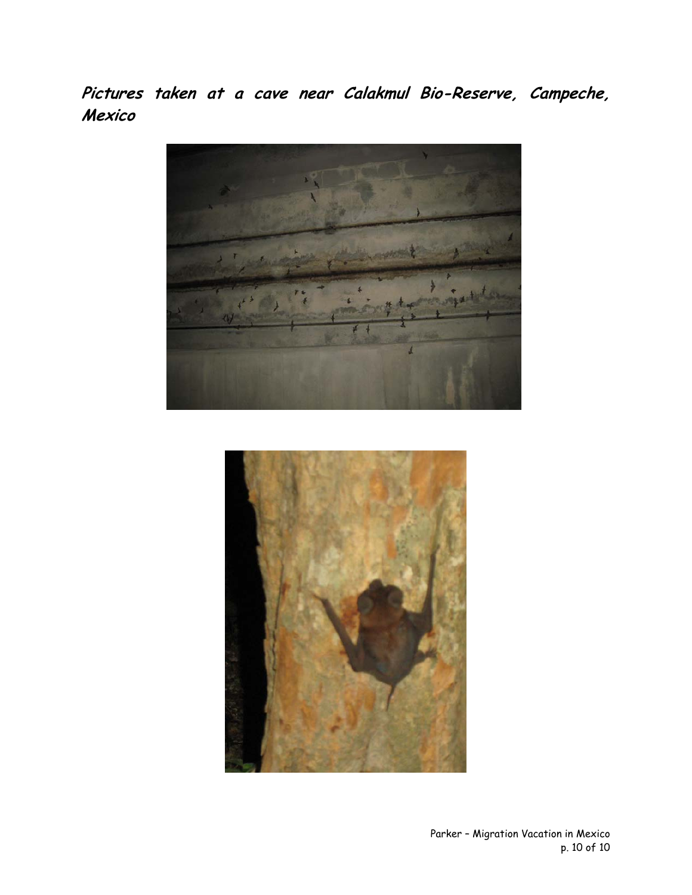**_Pictures taken at a cave near Calakmul Bio-Reserve, Campeche, Mexico_**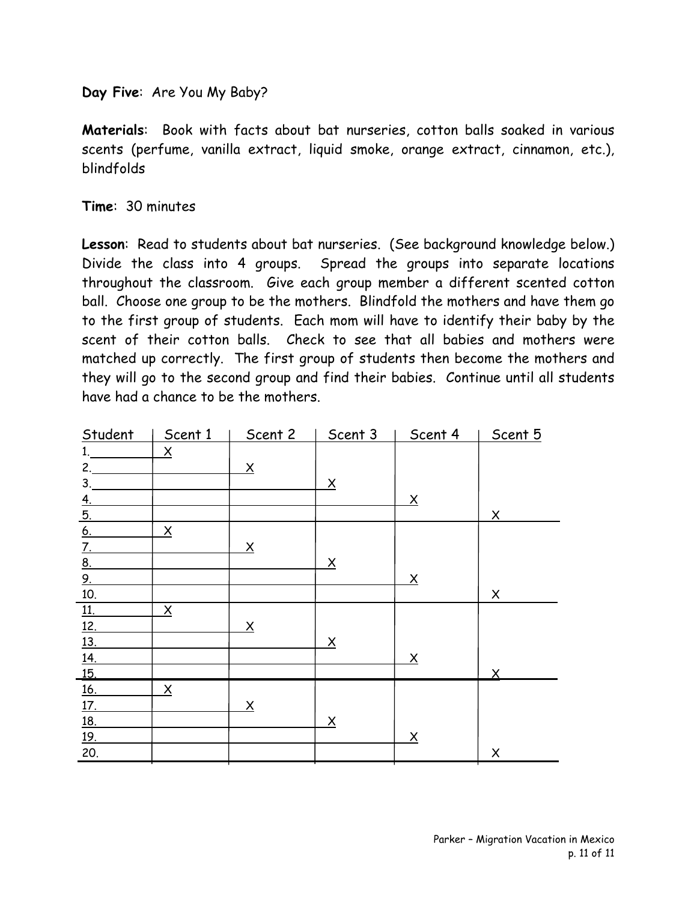**Day Five**: Are You My Baby?

**Materials**: Book with facts about bat nurseries, cotton balls soaked in various scents (perfume, vanilla extract, liquid smoke, orange extract, cinnamon, etc.), blindfolds

**Time**: 30 minutes

**Lesson**: Read to students about bat nurseries. (See background knowledge below.) Divide the class into 4 groups. Spread the groups into separate locations throughout the classroom. Give each group member a different scented cotton ball. Choose one group to be the mothers. Blindfold the mothers and have them go to the first group of students. Each mom will have to identify their baby by the scent of their cotton balls. Check to see that all babies and mothers were matched up correctly. The first group of students then become the mothers and they will go to the second group and find their babies. Continue until all students have had a chance to be the mothers.

| Student | Scent 1 | Scent 2 | Scent 3 | Scent 4 | Scent 5 |
|---|---|---|---|---|---|
| 1. | X | | | | |
| 2. | | X | | | |
| 3. | | | X | | |
| 4. | | | | X | |
| 5. | | | | | X |
| 6. | X | | | | |
| 7. | | X | | | |
| 8. | | | X | | |
| 9. | | | | X | |
| 10. | | | | | X |
| 11. | X | | | | |
| 12. | | X | | | |
| 13. | | | X | | |
| 14. | | | | X | |
| 15. | | | | | X |
| 16. | X | | | | |
| 17. | | X | | | |
| 18. | | | X | | |
| 19. | | | | X | |
| 20. | | | | | X |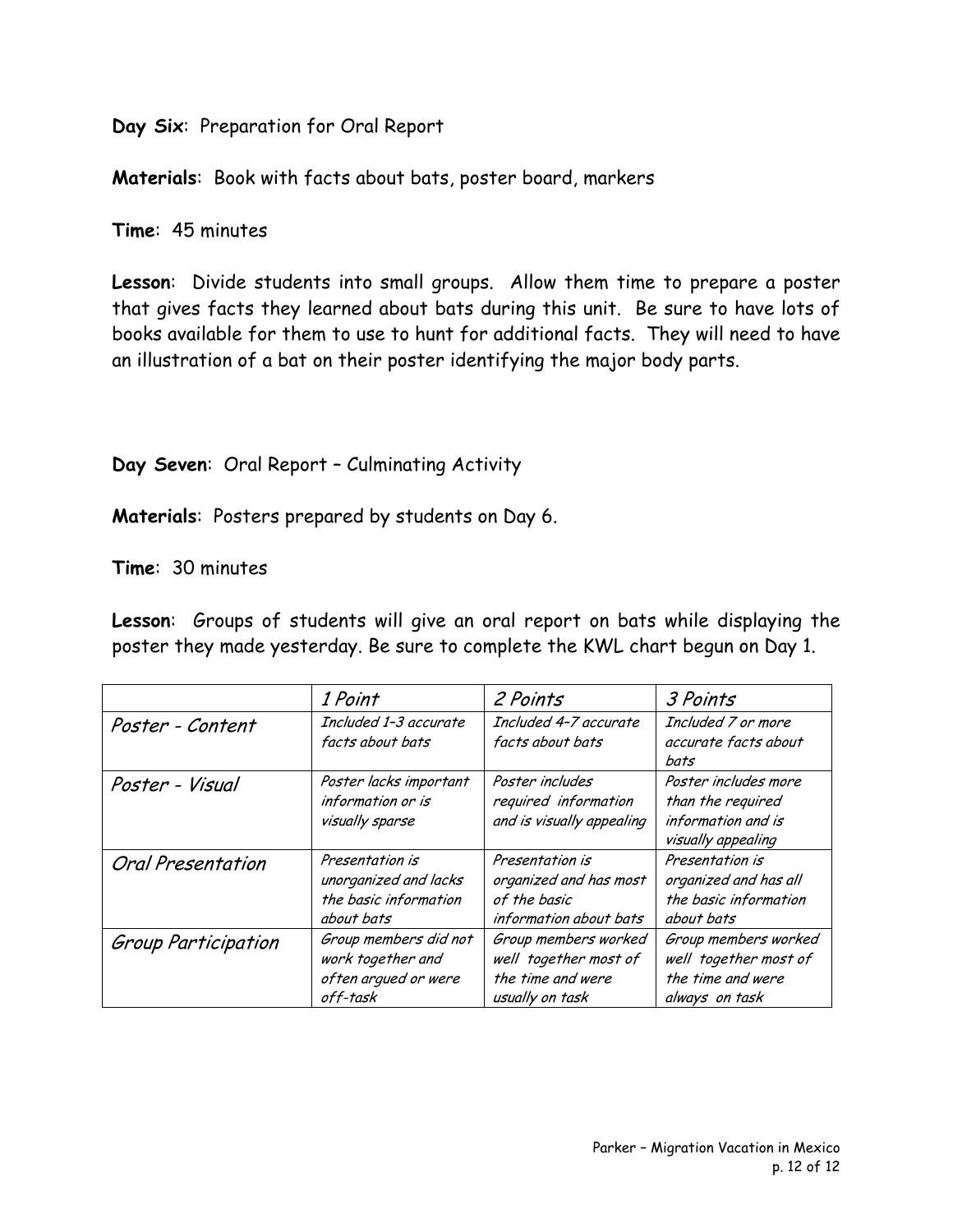**Day Six**: Preparation for Oral Report

**Materials**: Book with facts about bats, poster board, markers

**Time**: 45 minutes

**Lesson**: Divide students into small groups. Allow them time to prepare a poster that gives facts they learned about bats during this unit. Be sure to have lots of books available for them to use to hunt for additional facts. They will need to have an illustration of a bat on their poster identifying the major body parts.

**Day Seven**: Oral Report – Culminating Activity

**Materials**: Posters prepared by students on Day 6.

**Time**: 30 minutes

**Lesson**: Groups of students will give an oral report on bats while displaying the poster they made yesterday. Be sure to complete the KWL chart begun on Day 1.

| | *1 Point* | *2 Points* | *3 Points* |
|---|---|---|---|
| *Poster - Content* | *Included 1–3 accurate facts about bats* | *Included 4–7 accurate facts about bats* | *Included 7 or more accurate facts about bats* |
| *Poster - Visual* | *Poster lacks important information or is visually sparse* | *Poster includes required information and is visually appealing* | *Poster includes more than the required information and is visually appealing* |
| *Oral Presentation* | *Presentation is unorganized and lacks the basic information about bats* | *Presentation is organized and has most of the basic information about bats* | *Presentation is organized and has all the basic information about bats* |
| *Group Participation* | *Group members did not work together and often argued or were off-task* | *Group members worked well together most of the time and were usually on task* | *Group members worked well together most of the time and were always on task* |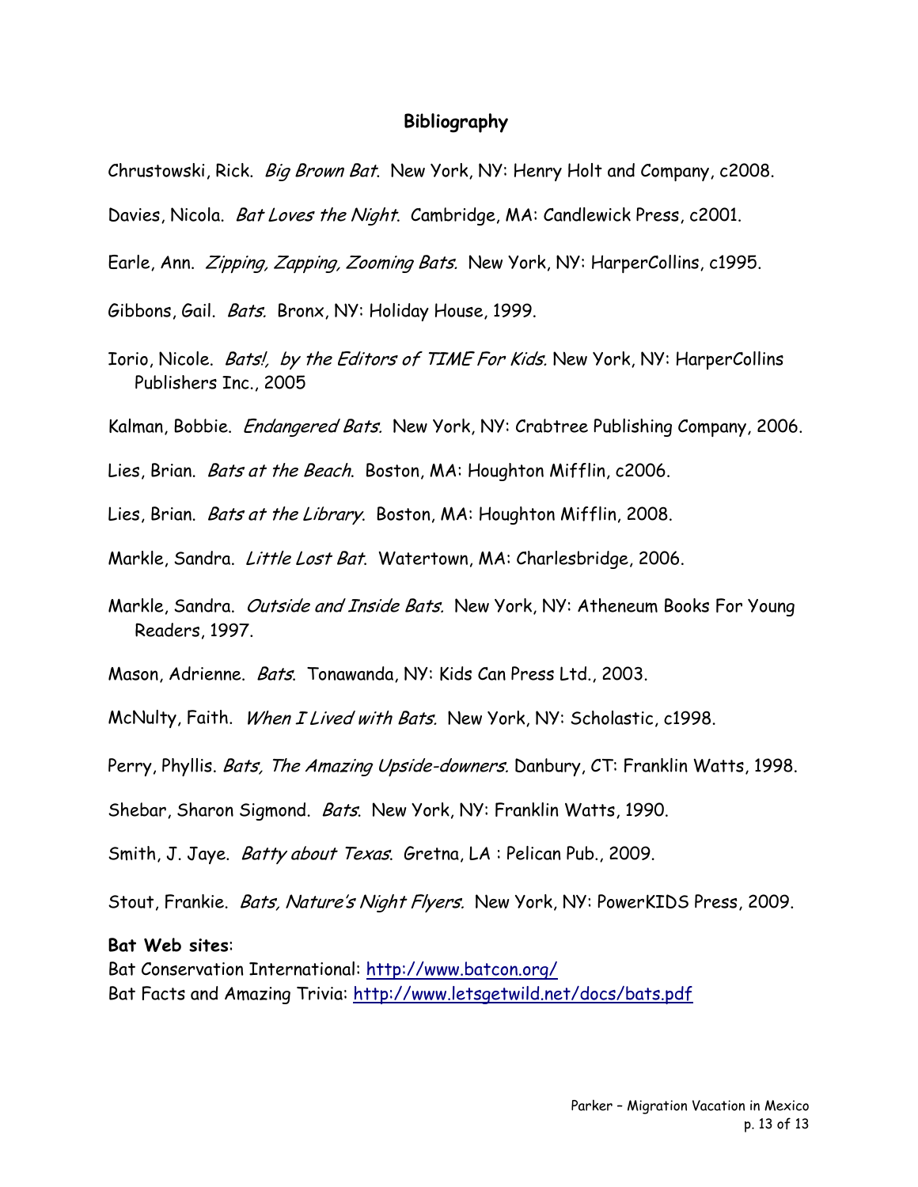## Bibliography

Chrustowski, Rick. *Big Brown Bat*. New York, NY: Henry Holt and Company, c2008.

Davies, Nicola. *Bat Loves the Night*. Cambridge, MA: Candlewick Press, c2001.

Earle, Ann. *Zipping, Zapping, Zooming Bats.* New York, NY: HarperCollins, c1995.

Gibbons, Gail. *Bats*. Bronx, NY: Holiday House, 1999.

Iorio, Nicole. *Bats!, by the Editors of TIME For Kids.* New York, NY: HarperCollins Publishers Inc., 2005

Kalman, Bobbie. *Endangered Bats.* New York, NY: Crabtree Publishing Company, 2006.

Lies, Brian. *Bats at the Beach*. Boston, MA: Houghton Mifflin, c2006.

Lies, Brian. *Bats at the Library*. Boston, MA: Houghton Mifflin, 2008.

Markle, Sandra. *Little Lost Bat*. Watertown, MA: Charlesbridge, 2006.

Markle, Sandra. *Outside and Inside Bats.* New York, NY: Atheneum Books For Young Readers, 1997.

Mason, Adrienne. *Bats*. Tonawanda, NY: Kids Can Press Ltd., 2003.

McNulty, Faith. *When I Lived with Bats.* New York, NY: Scholastic, c1998.

Perry, Phyllis. *Bats, The Amazing Upside-downers.* Danbury, CT: Franklin Watts, 1998.

Shebar, Sharon Sigmond. *Bats*. New York, NY: Franklin Watts, 1990.

Smith, J. Jaye. *Batty about Texas*. Gretna, LA : Pelican Pub., 2009.

Stout, Frankie. *Bats, Nature's Night Flyers.* New York, NY: PowerKIDS Press, 2009.

**Bat Web sites**:
Bat Conservation International: http://www.batcon.org/
Bat Facts and Amazing Trivia: http://www.letsgetwild.net/docs/bats.pdf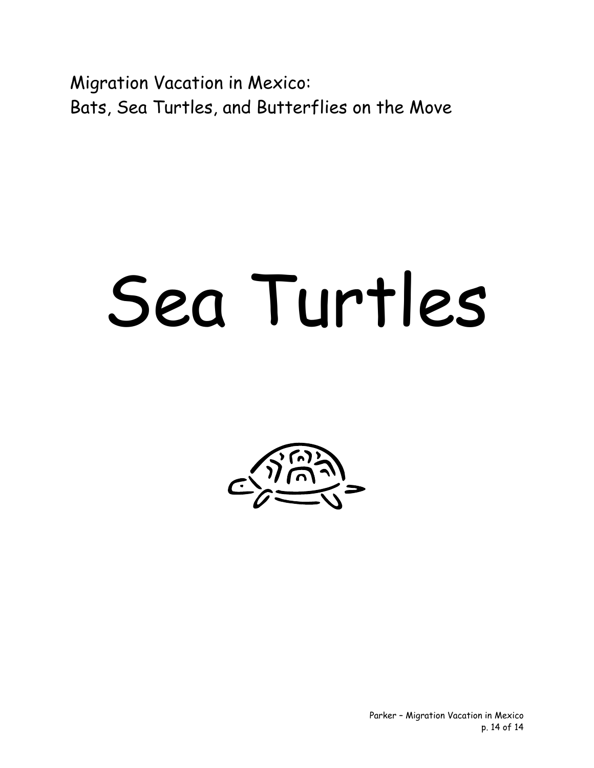Migration Vacation in Mexico:
Bats, Sea Turtles, and Butterflies on the Move

# Sea Turtles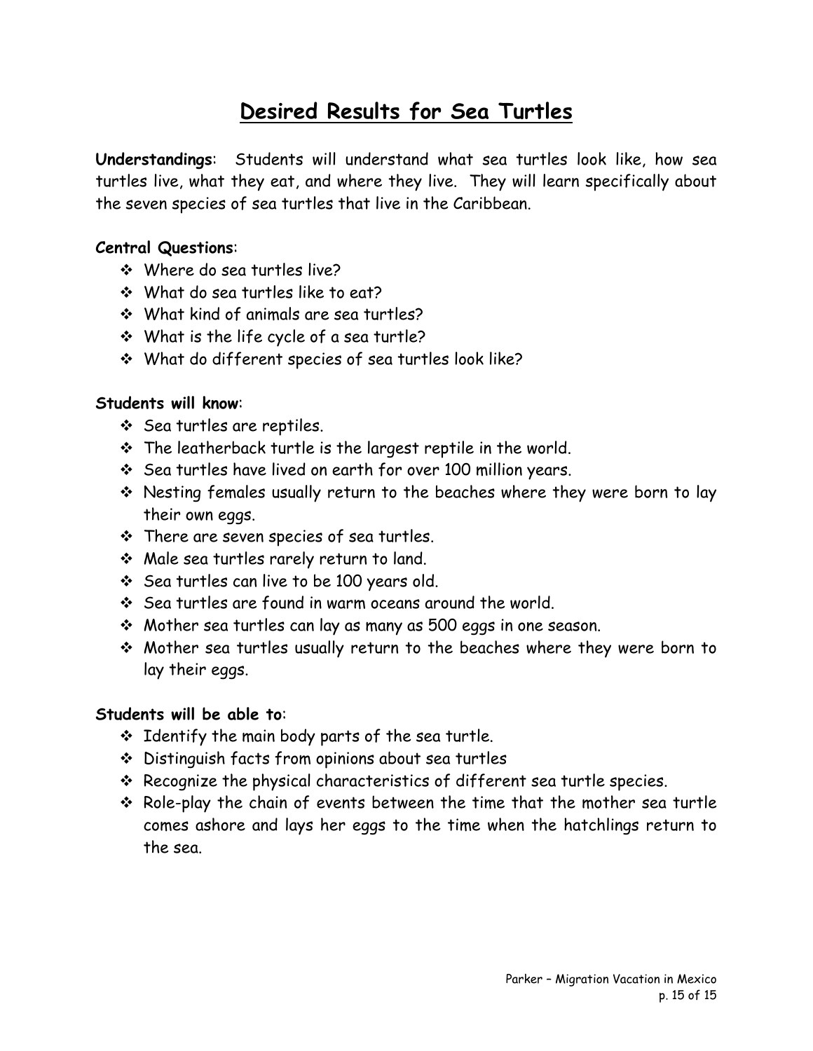# Desired Results for Sea Turtles

**Understandings**: Students will understand what sea turtles look like, how sea turtles live, what they eat, and where they live. They will learn specifically about the seven species of sea turtles that live in the Caribbean.

**Central Questions**:

- Where do sea turtles live?
- What do sea turtles like to eat?
- What kind of animals are sea turtles?
- What is the life cycle of a sea turtle?
- What do different species of sea turtles look like?

**Students will know**:

- Sea turtles are reptiles.
- The leatherback turtle is the largest reptile in the world.
- Sea turtles have lived on earth for over 100 million years.
- Nesting females usually return to the beaches where they were born to lay their own eggs.
- There are seven species of sea turtles.
- Male sea turtles rarely return to land.
- Sea turtles can live to be 100 years old.
- Sea turtles are found in warm oceans around the world.
- Mother sea turtles can lay as many as 500 eggs in one season.
- Mother sea turtles usually return to the beaches where they were born to lay their eggs.

**Students will be able to**:

- Identify the main body parts of the sea turtle.
- Distinguish facts from opinions about sea turtles
- Recognize the physical characteristics of different sea turtle species.
- Role-play the chain of events between the time that the mother sea turtle comes ashore and lays her eggs to the time when the hatchlings return to the sea.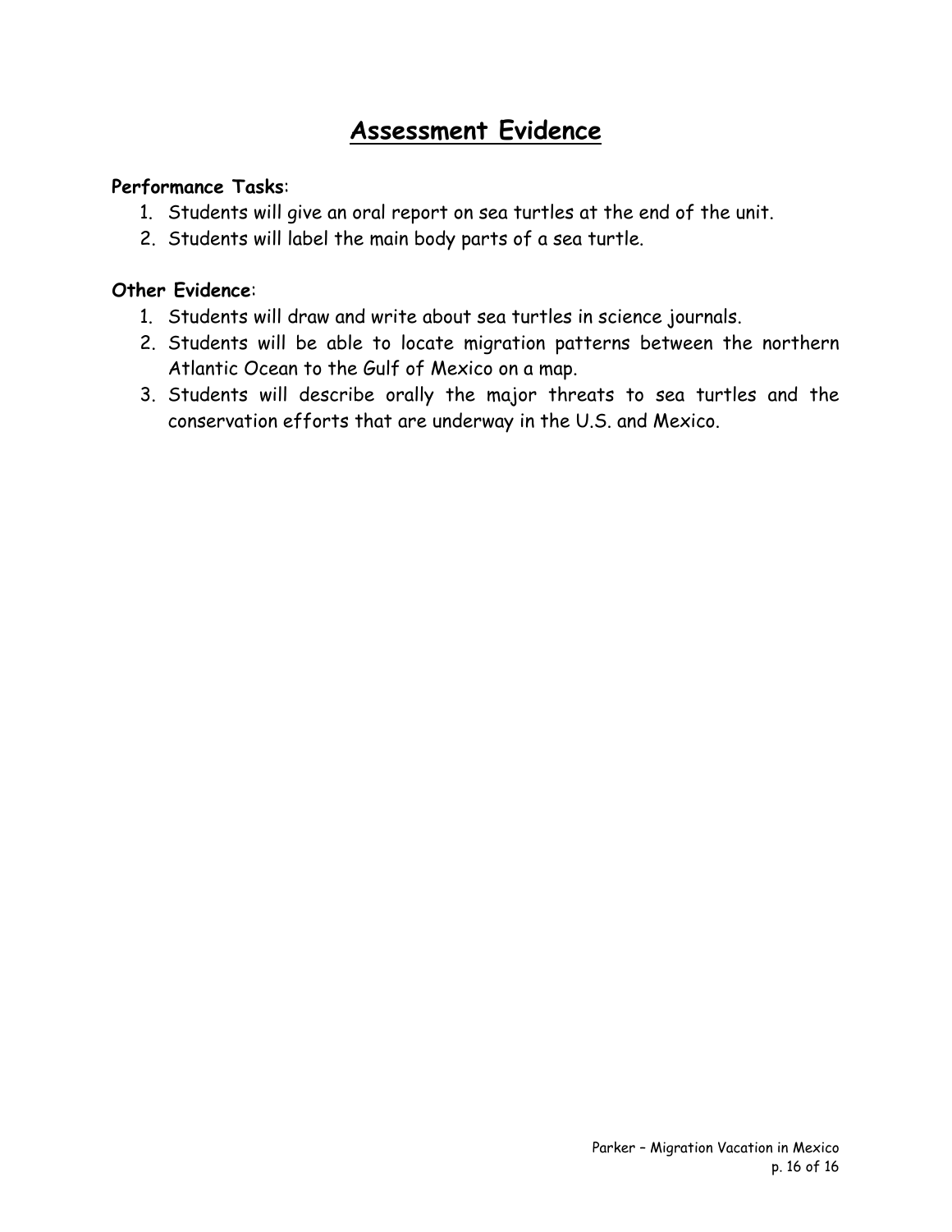# Assessment Evidence

**Performance Tasks**:

1. Students will give an oral report on sea turtles at the end of the unit.
2. Students will label the main body parts of a sea turtle.

**Other Evidence**:

1. Students will draw and write about sea turtles in science journals.
2. Students will be able to locate migration patterns between the northern Atlantic Ocean to the Gulf of Mexico on a map.
3. Students will describe orally the major threats to sea turtles and the conservation efforts that are underway in the U.S. and Mexico.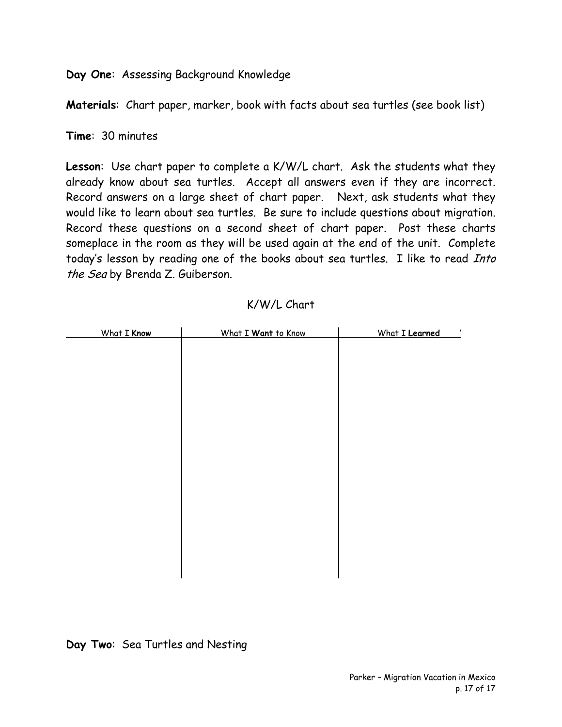**Day One**: Assessing Background Knowledge

**Materials**: Chart paper, marker, book with facts about sea turtles (see book list)

**Time**: 30 minutes

**Lesson**: Use chart paper to complete a K/W/L chart. Ask the students what they already know about sea turtles. Accept all answers even if they are incorrect. Record answers on a large sheet of chart paper. Next, ask students what they would like to learn about sea turtles. Be sure to include questions about migration. Record these questions on a second sheet of chart paper. Post these charts someplace in the room as they will be used again at the end of the unit. Complete today's lesson by reading one of the books about sea turtles. I like to read *Into the Sea* by Brenda Z. Guiberson.

K/W/L Chart

| What I **Know** | What I **Want** to Know | What I **Learned** |
| --- | --- | --- |
| | | |

**Day Two**: Sea Turtles and Nesting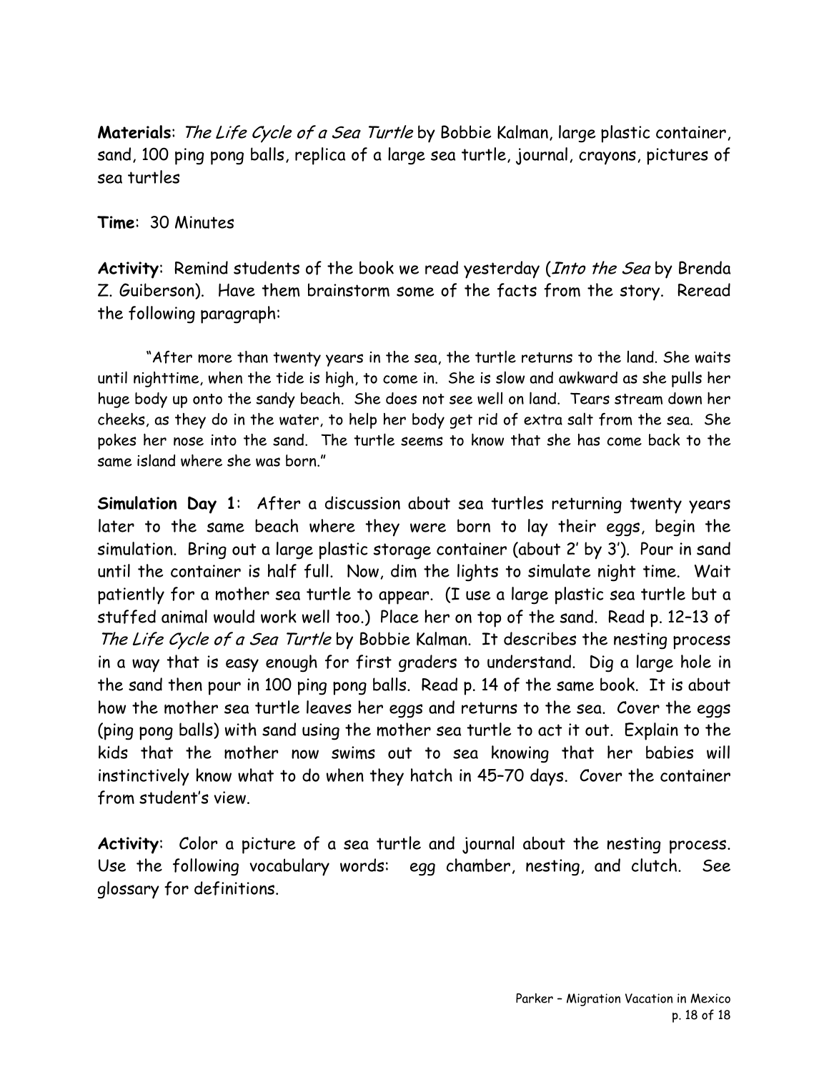**Materials**: *The Life Cycle of a Sea Turtle* by Bobbie Kalman, large plastic container, sand, 100 ping pong balls, replica of a large sea turtle, journal, crayons, pictures of sea turtles

**Time**: 30 Minutes

**Activity**: Remind students of the book we read yesterday (*Into the Sea* by Brenda Z. Guiberson). Have them brainstorm some of the facts from the story. Reread the following paragraph:

> "After more than twenty years in the sea, the turtle returns to the land. She waits until nighttime, when the tide is high, to come in. She is slow and awkward as she pulls her huge body up onto the sandy beach. She does not see well on land. Tears stream down her cheeks, as they do in the water, to help her body get rid of extra salt from the sea. She pokes her nose into the sand. The turtle seems to know that she has come back to the same island where she was born."

**Simulation Day 1**: After a discussion about sea turtles returning twenty years later to the same beach where they were born to lay their eggs, begin the simulation. Bring out a large plastic storage container (about 2' by 3'). Pour in sand until the container is half full. Now, dim the lights to simulate night time. Wait patiently for a mother sea turtle to appear. (I use a large plastic sea turtle but a stuffed animal would work well too.) Place her on top of the sand. Read p. 12–13 of *The Life Cycle of a Sea Turtle* by Bobbie Kalman. It describes the nesting process in a way that is easy enough for first graders to understand. Dig a large hole in the sand then pour in 100 ping pong balls. Read p. 14 of the same book. It is about how the mother sea turtle leaves her eggs and returns to the sea. Cover the eggs (ping pong balls) with sand using the mother sea turtle to act it out. Explain to the kids that the mother now swims out to sea knowing that her babies will instinctively know what to do when they hatch in 45–70 days. Cover the container from student's view.

**Activity**: Color a picture of a sea turtle and journal about the nesting process. Use the following vocabulary words: egg chamber, nesting, and clutch. See glossary for definitions.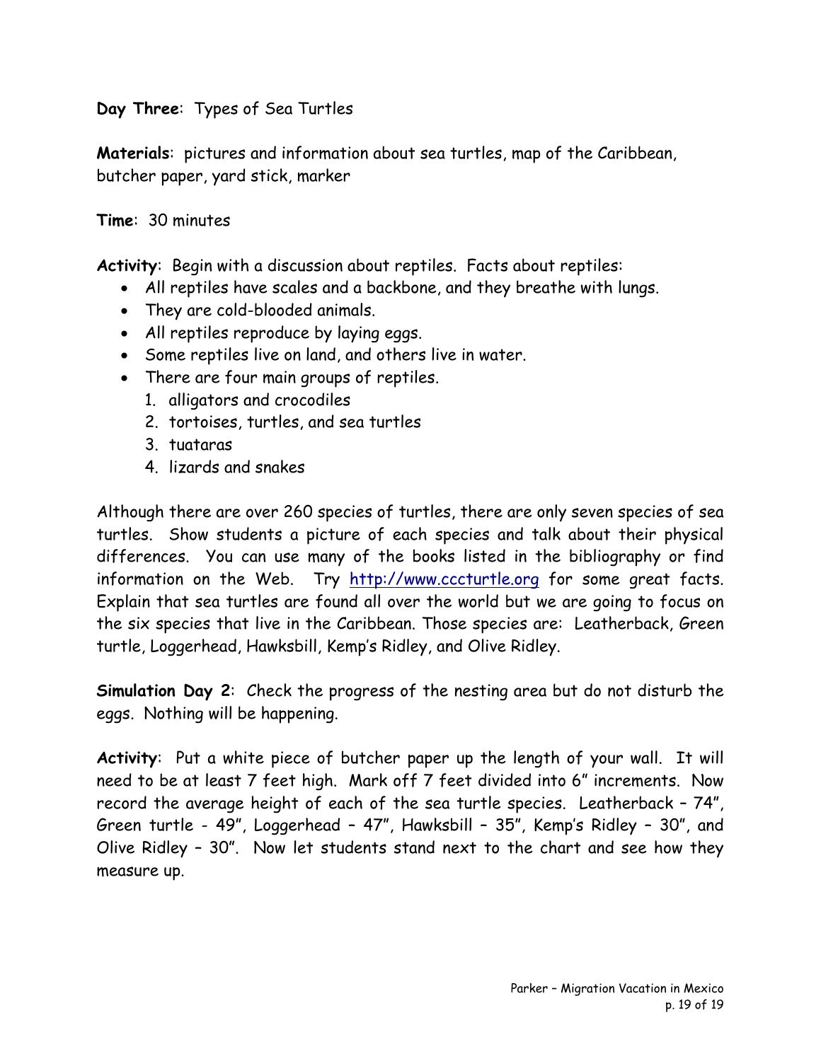**Day Three**: Types of Sea Turtles

**Materials**: pictures and information about sea turtles, map of the Caribbean, butcher paper, yard stick, marker

**Time**: 30 minutes

**Activity**: Begin with a discussion about reptiles. Facts about reptiles:

- All reptiles have scales and a backbone, and they breathe with lungs.
- They are cold-blooded animals.
- All reptiles reproduce by laying eggs.
- Some reptiles live on land, and others live in water.
- There are four main groups of reptiles.
  1. alligators and crocodiles
  2. tortoises, turtles, and sea turtles
  3. tuataras
  4. lizards and snakes

Although there are over 260 species of turtles, there are only seven species of sea turtles. Show students a picture of each species and talk about their physical differences. You can use many of the books listed in the bibliography or find information on the Web. Try http://www.cccturtle.org for some great facts. Explain that sea turtles are found all over the world but we are going to focus on the six species that live in the Caribbean. Those species are: Leatherback, Green turtle, Loggerhead, Hawksbill, Kemp's Ridley, and Olive Ridley.

**Simulation Day 2**: Check the progress of the nesting area but do not disturb the eggs. Nothing will be happening.

**Activity**: Put a white piece of butcher paper up the length of your wall. It will need to be at least 7 feet high. Mark off 7 feet divided into 6" increments. Now record the average height of each of the sea turtle species. Leatherback – 74", Green turtle - 49", Loggerhead – 47", Hawksbill – 35", Kemp's Ridley – 30", and Olive Ridley – 30". Now let students stand next to the chart and see how they measure up.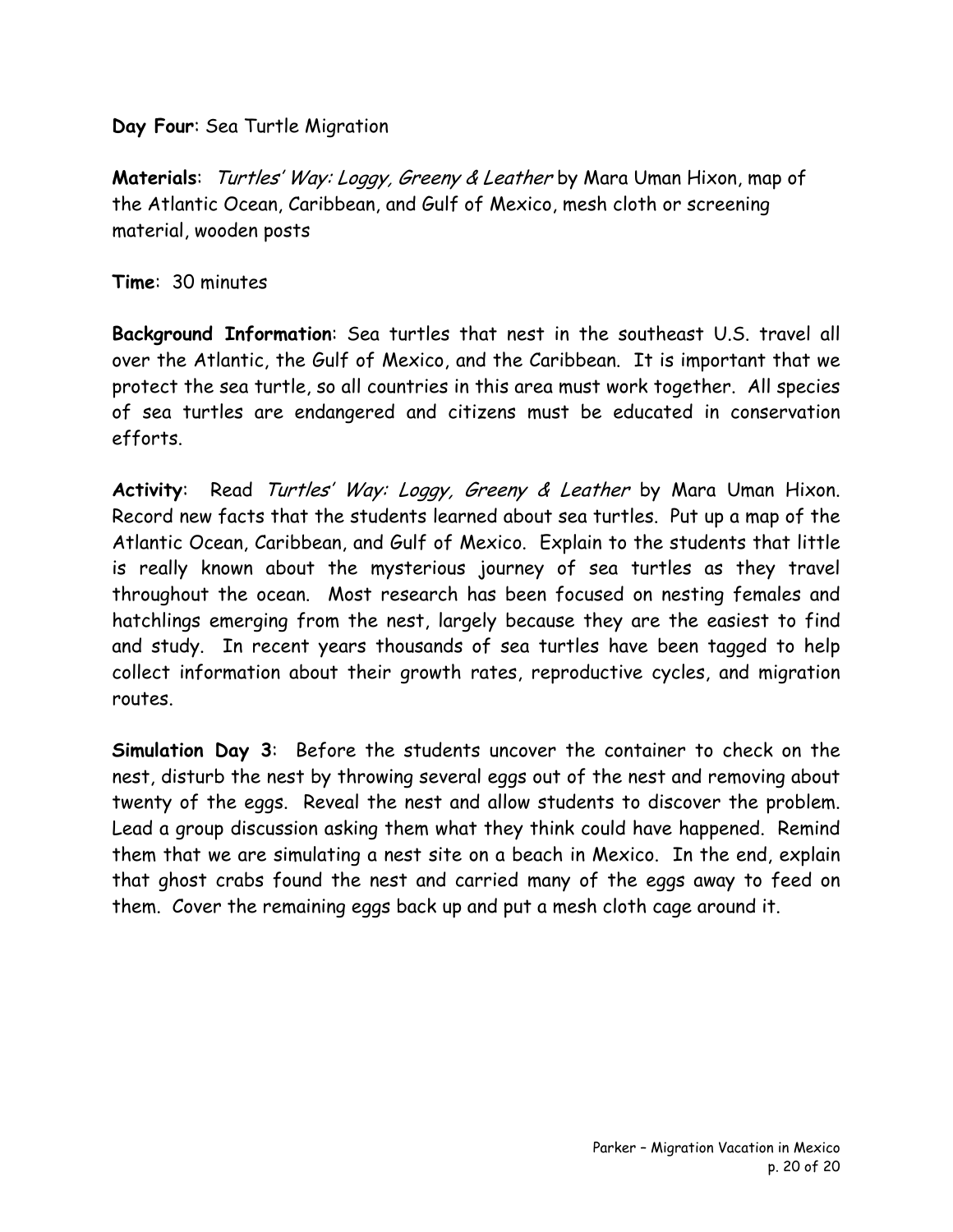**Day Four**: Sea Turtle Migration

**Materials**: *Turtles' Way: Loggy, Greeny & Leather* by Mara Uman Hixon, map of the Atlantic Ocean, Caribbean, and Gulf of Mexico, mesh cloth or screening material, wooden posts

**Time**: 30 minutes

**Background Information**: Sea turtles that nest in the southeast U.S. travel all over the Atlantic, the Gulf of Mexico, and the Caribbean. It is important that we protect the sea turtle, so all countries in this area must work together. All species of sea turtles are endangered and citizens must be educated in conservation efforts.

**Activity**: Read *Turtles' Way: Loggy, Greeny & Leather* by Mara Uman Hixon. Record new facts that the students learned about sea turtles. Put up a map of the Atlantic Ocean, Caribbean, and Gulf of Mexico. Explain to the students that little is really known about the mysterious journey of sea turtles as they travel throughout the ocean. Most research has been focused on nesting females and hatchlings emerging from the nest, largely because they are the easiest to find and study. In recent years thousands of sea turtles have been tagged to help collect information about their growth rates, reproductive cycles, and migration routes.

**Simulation Day 3**: Before the students uncover the container to check on the nest, disturb the nest by throwing several eggs out of the nest and removing about twenty of the eggs. Reveal the nest and allow students to discover the problem. Lead a group discussion asking them what they think could have happened. Remind them that we are simulating a nest site on a beach in Mexico. In the end, explain that ghost crabs found the nest and carried many of the eggs away to feed on them. Cover the remaining eggs back up and put a mesh cloth cage around it.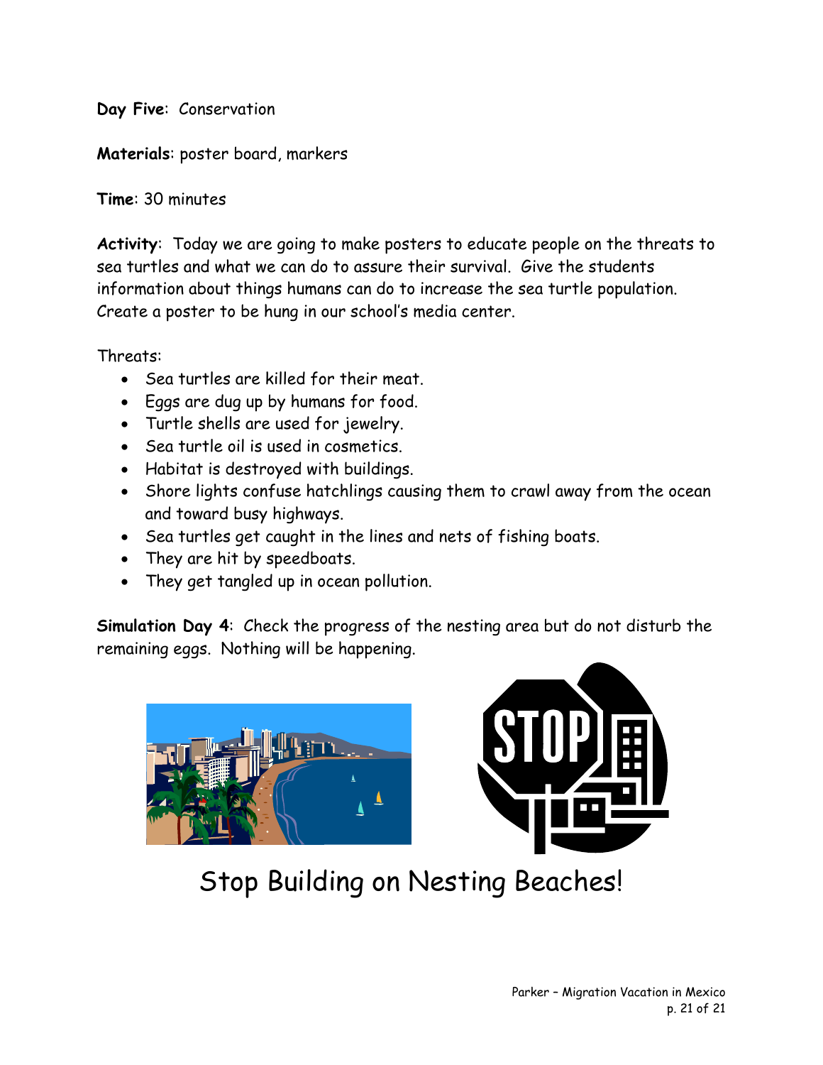**Day Five**: Conservation

**Materials**: poster board, markers

**Time**: 30 minutes

**Activity**: Today we are going to make posters to educate people on the threats to sea turtles and what we can do to assure their survival. Give the students information about things humans can do to increase the sea turtle population. Create a poster to be hung in our school's media center.

Threats:

- Sea turtles are killed for their meat.
- Eggs are dug up by humans for food.
- Turtle shells are used for jewelry.
- Sea turtle oil is used in cosmetics.
- Habitat is destroyed with buildings.
- Shore lights confuse hatchlings causing them to crawl away from the ocean and toward busy highways.
- Sea turtles get caught in the lines and nets of fishing boats.
- They are hit by speedboats.
- They get tangled up in ocean pollution.

**Simulation Day 4**: Check the progress of the nesting area but do not disturb the remaining eggs. Nothing will be happening.

Stop Building on Nesting Beaches!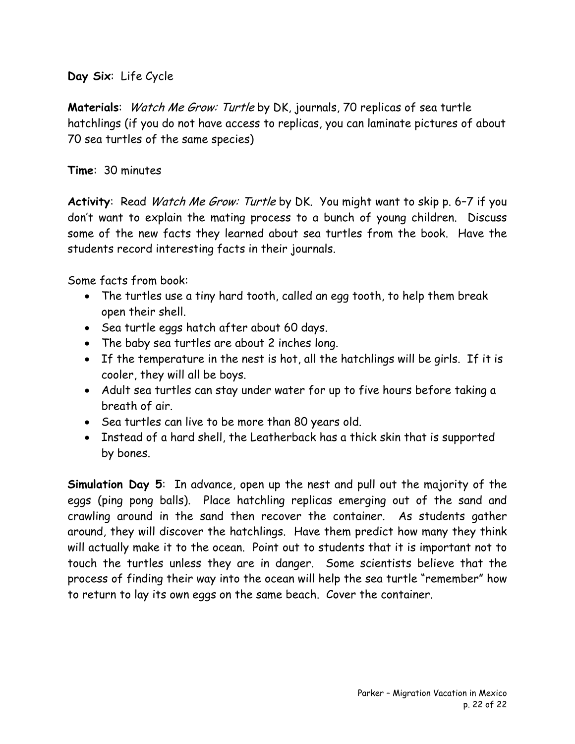**Day Six**: Life Cycle

**Materials**: *Watch Me Grow: Turtle* by DK, journals, 70 replicas of sea turtle hatchlings (if you do not have access to replicas, you can laminate pictures of about 70 sea turtles of the same species)

**Time**: 30 minutes

**Activity**: Read *Watch Me Grow: Turtle* by DK. You might want to skip p. 6–7 if you don't want to explain the mating process to a bunch of young children. Discuss some of the new facts they learned about sea turtles from the book. Have the students record interesting facts in their journals.

Some facts from book:

- The turtles use a tiny hard tooth, called an egg tooth, to help them break open their shell.
- Sea turtle eggs hatch after about 60 days.
- The baby sea turtles are about 2 inches long.
- If the temperature in the nest is hot, all the hatchlings will be girls. If it is cooler, they will all be boys.
- Adult sea turtles can stay under water for up to five hours before taking a breath of air.
- Sea turtles can live to be more than 80 years old.
- Instead of a hard shell, the Leatherback has a thick skin that is supported by bones.

**Simulation Day 5**: In advance, open up the nest and pull out the majority of the eggs (ping pong balls). Place hatchling replicas emerging out of the sand and crawling around in the sand then recover the container. As students gather around, they will discover the hatchlings. Have them predict how many they think will actually make it to the ocean. Point out to students that it is important not to touch the turtles unless they are in danger. Some scientists believe that the process of finding their way into the ocean will help the sea turtle "remember" how to return to lay its own eggs on the same beach. Cover the container.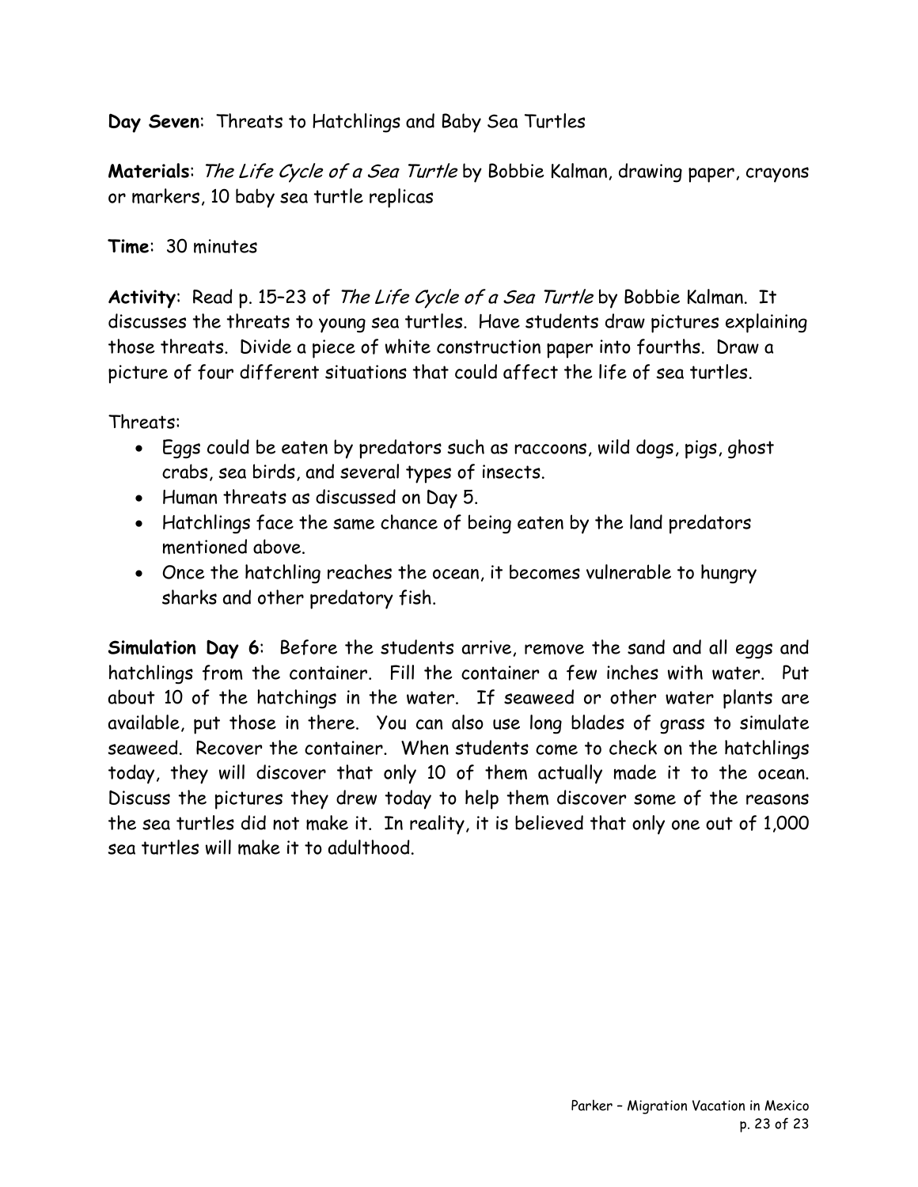**Day Seven**: Threats to Hatchlings and Baby Sea Turtles

**Materials**: *The Life Cycle of a Sea Turtle* by Bobbie Kalman, drawing paper, crayons or markers, 10 baby sea turtle replicas

**Time**: 30 minutes

**Activity**: Read p. 15–23 of *The Life Cycle of a Sea Turtle* by Bobbie Kalman. It discusses the threats to young sea turtles. Have students draw pictures explaining those threats. Divide a piece of white construction paper into fourths. Draw a picture of four different situations that could affect the life of sea turtles.

Threats:

- Eggs could be eaten by predators such as raccoons, wild dogs, pigs, ghost crabs, sea birds, and several types of insects.
- Human threats as discussed on Day 5.
- Hatchlings face the same chance of being eaten by the land predators mentioned above.
- Once the hatchling reaches the ocean, it becomes vulnerable to hungry sharks and other predatory fish.

**Simulation Day 6**: Before the students arrive, remove the sand and all eggs and hatchlings from the container. Fill the container a few inches with water. Put about 10 of the hatchings in the water. If seaweed or other water plants are available, put those in there. You can also use long blades of grass to simulate seaweed. Recover the container. When students come to check on the hatchlings today, they will discover that only 10 of them actually made it to the ocean. Discuss the pictures they drew today to help them discover some of the reasons the sea turtles did not make it. In reality, it is believed that only one out of 1,000 sea turtles will make it to adulthood.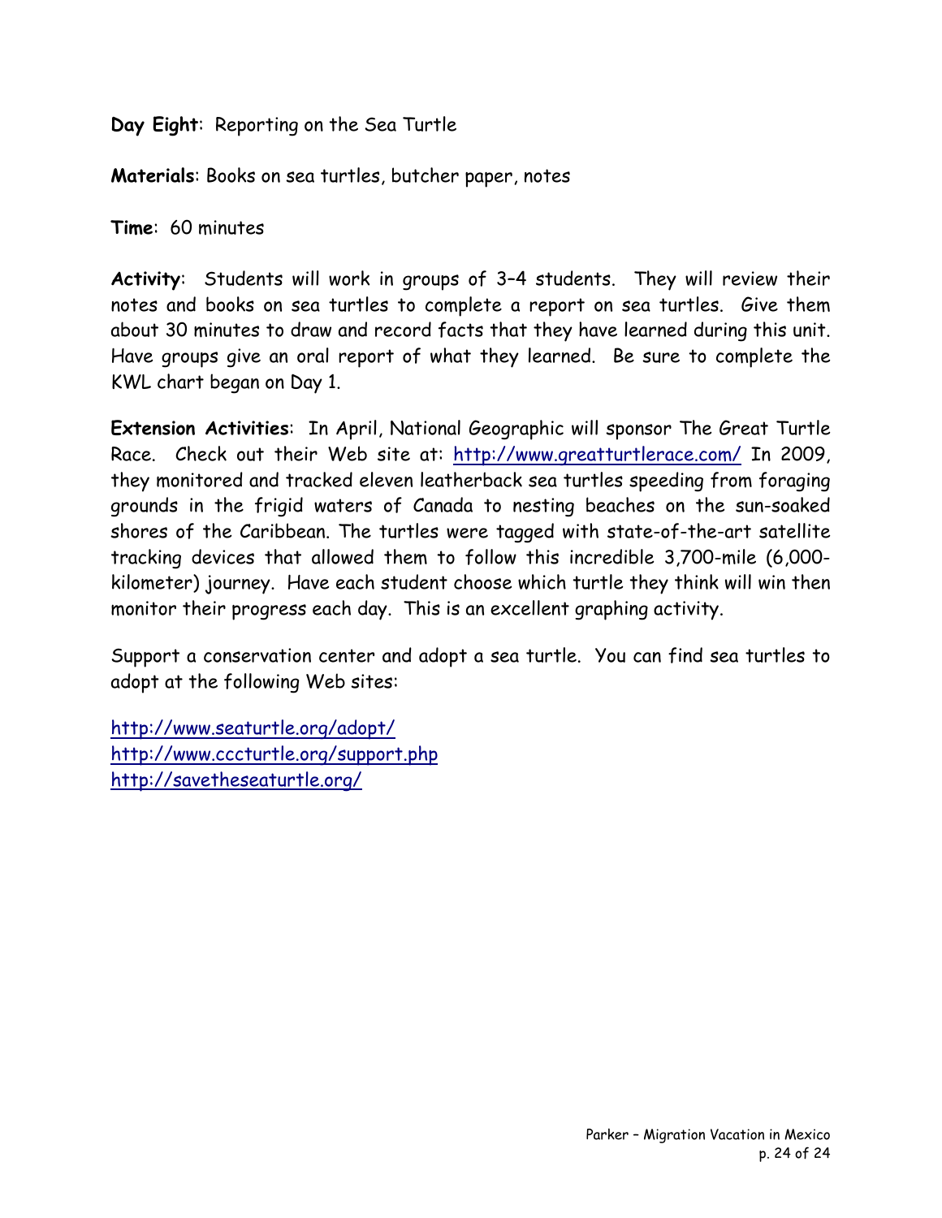**Day Eight**: Reporting on the Sea Turtle

**Materials**: Books on sea turtles, butcher paper, notes

**Time**: 60 minutes

**Activity**: Students will work in groups of 3–4 students. They will review their notes and books on sea turtles to complete a report on sea turtles. Give them about 30 minutes to draw and record facts that they have learned during this unit. Have groups give an oral report of what they learned. Be sure to complete the KWL chart began on Day 1.

**Extension Activities**: In April, National Geographic will sponsor The Great Turtle Race. Check out their Web site at: http://www.greatturtlerace.com/ In 2009, they monitored and tracked eleven leatherback sea turtles speeding from foraging grounds in the frigid waters of Canada to nesting beaches on the sun-soaked shores of the Caribbean. The turtles were tagged with state-of-the-art satellite tracking devices that allowed them to follow this incredible 3,700-mile (6,000-kilometer) journey. Have each student choose which turtle they think will win then monitor their progress each day. This is an excellent graphing activity.

Support a conservation center and adopt a sea turtle. You can find sea turtles to adopt at the following Web sites:

http://www.seaturtle.org/adopt/
http://www.cccturtle.org/support.php
http://savetheseaturtle.org/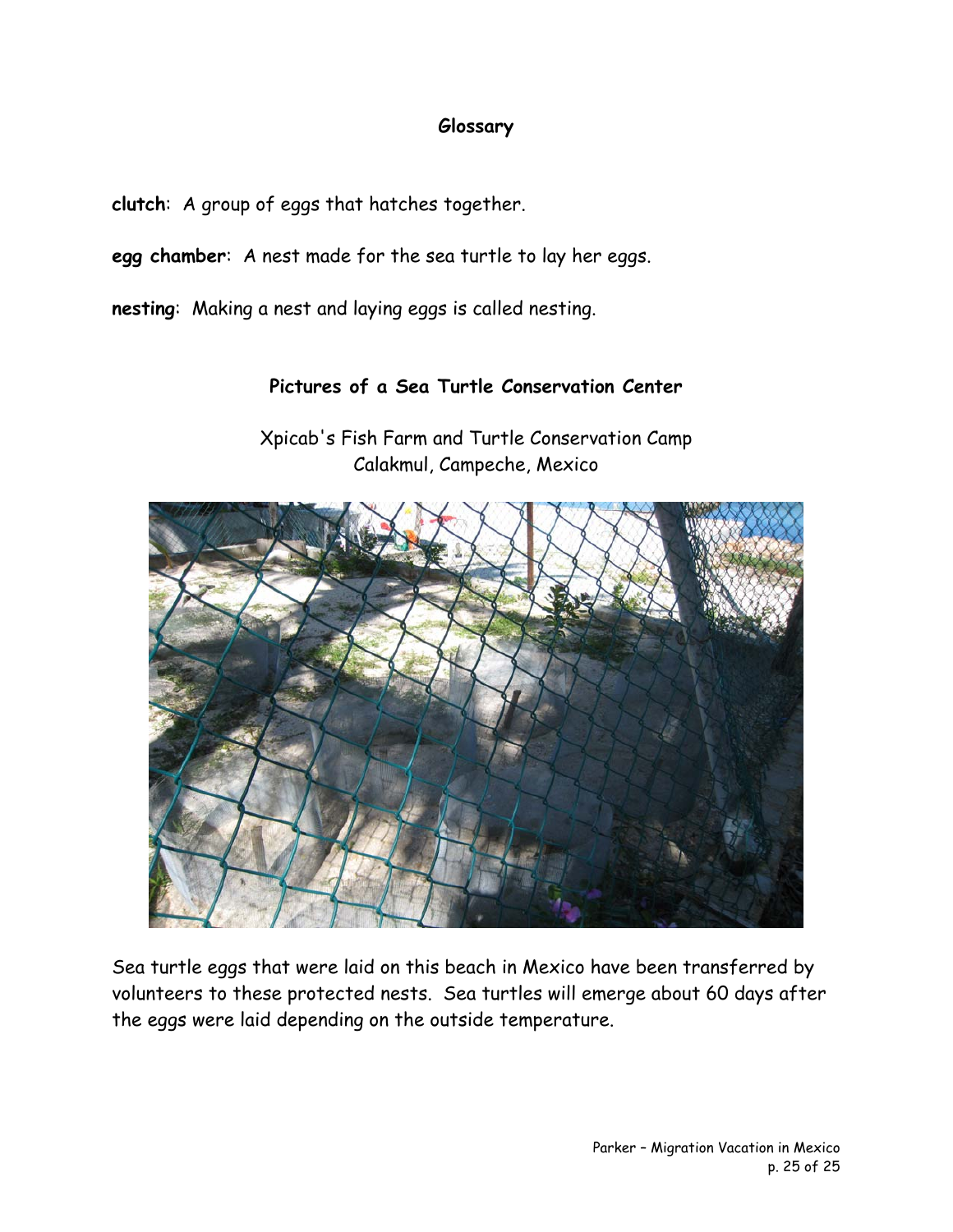## Glossary

**clutch**: A group of eggs that hatches together.

**egg chamber**: A nest made for the sea turtle to lay her eggs.

**nesting**: Making a nest and laying eggs is called nesting.

### Pictures of a Sea Turtle Conservation Center

Xpicab's Fish Farm and Turtle Conservation Camp
Calakmul, Campeche, Mexico

Sea turtle eggs that were laid on this beach in Mexico have been transferred by volunteers to these protected nests. Sea turtles will emerge about 60 days after the eggs were laid depending on the outside temperature.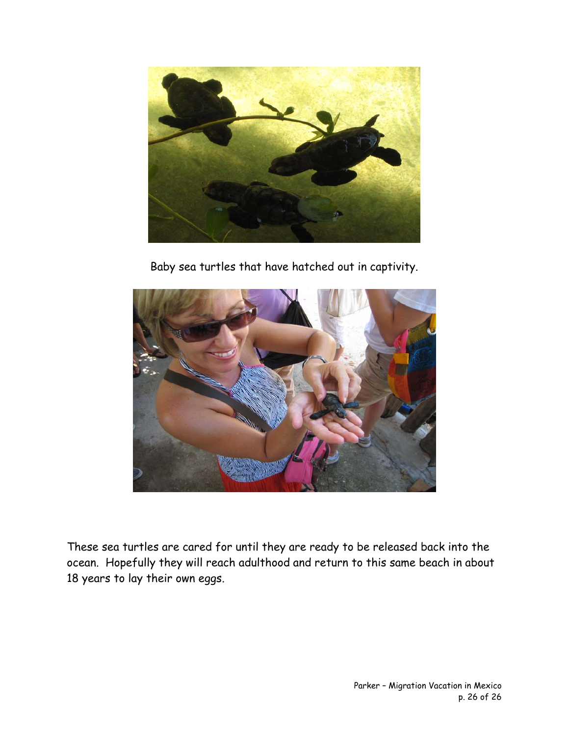Baby sea turtles that have hatched out in captivity.

These sea turtles are cared for until they are ready to be released back into the ocean. Hopefully they will reach adulthood and return to this same beach in about 18 years to lay their own eggs.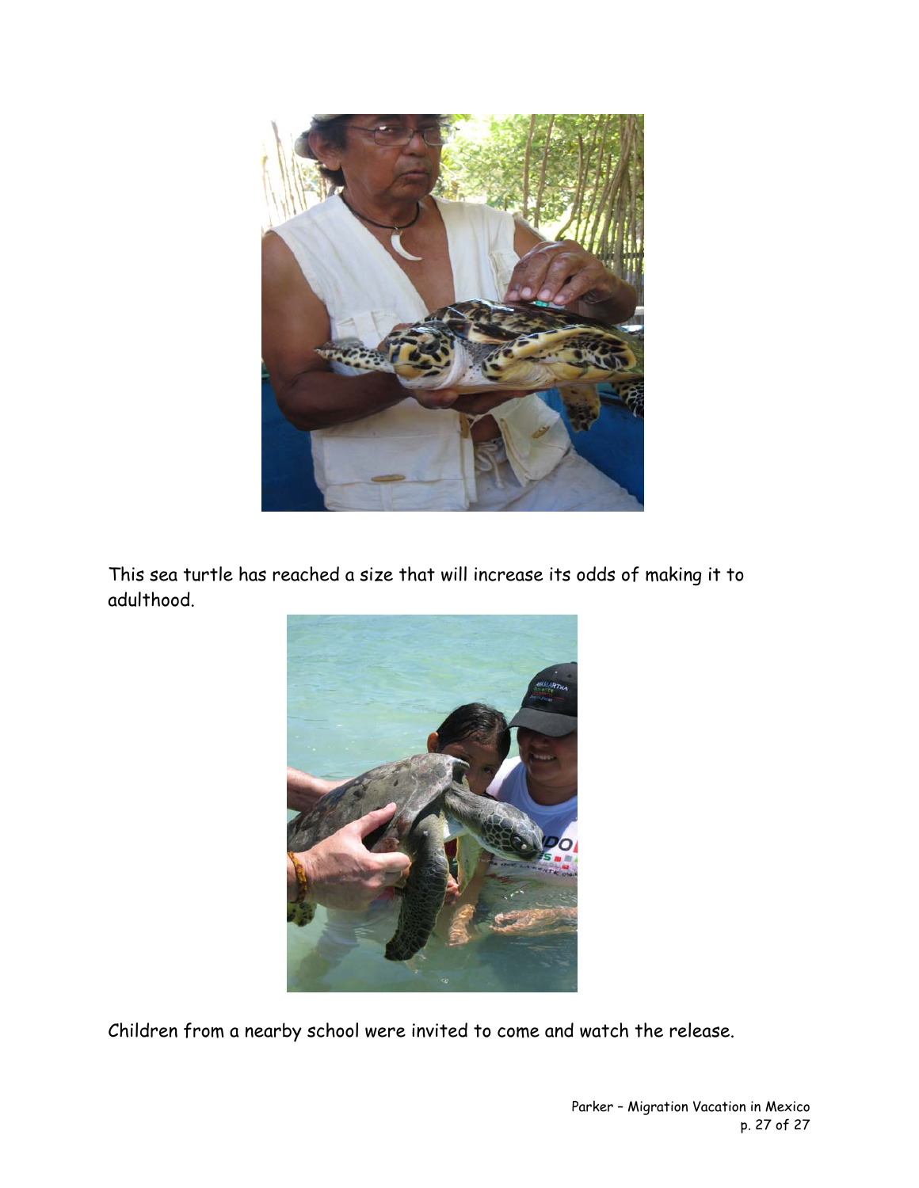This sea turtle has reached a size that will increase its odds of making it to adulthood.

Children from a nearby school were invited to come and watch the release.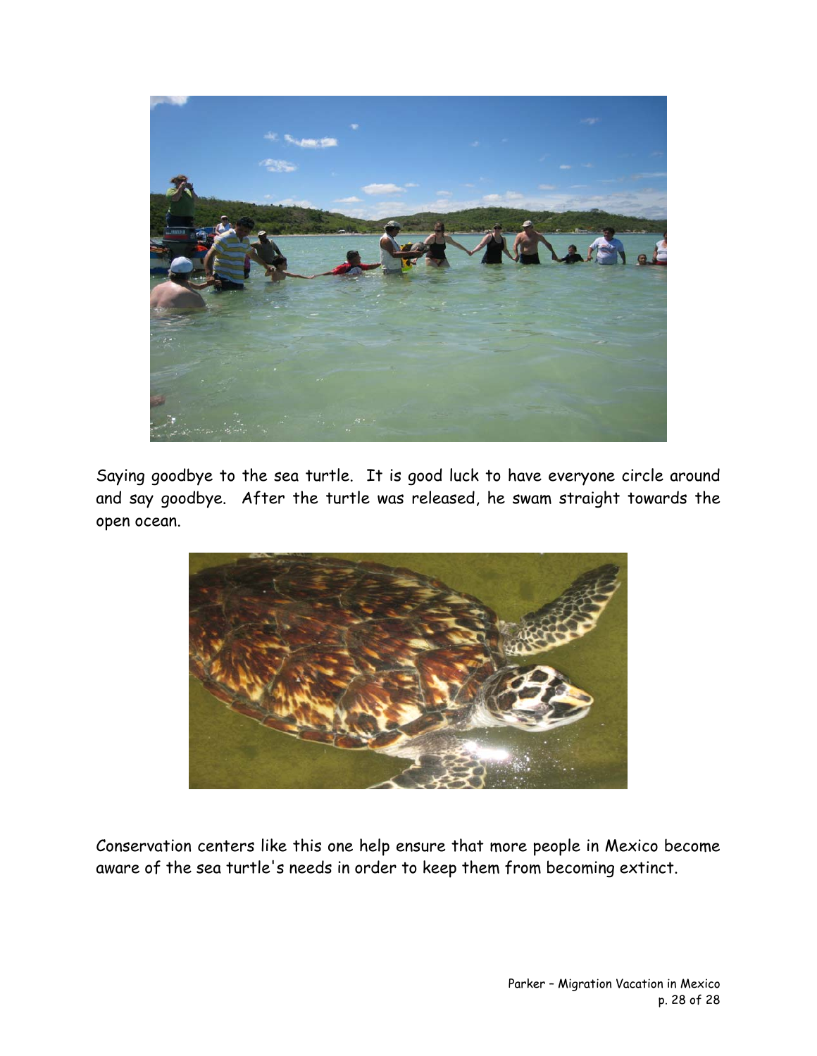Saying goodbye to the sea turtle. It is good luck to have everyone circle around and say goodbye. After the turtle was released, he swam straight towards the open ocean.

Conservation centers like this one help ensure that more people in Mexico become aware of the sea turtle's needs in order to keep them from becoming extinct.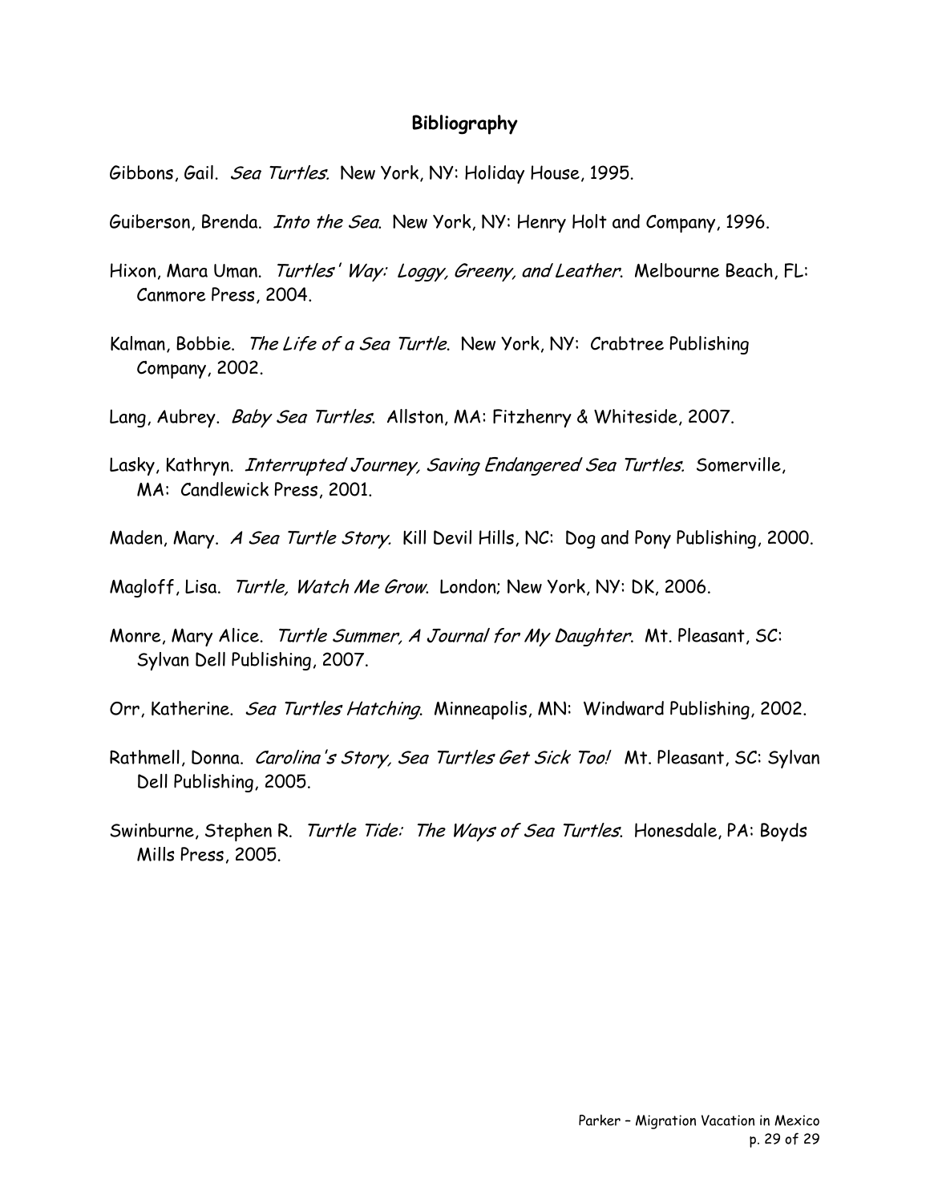## Bibliography

Gibbons, Gail. *Sea Turtles.* New York, NY: Holiday House, 1995.

Guiberson, Brenda. *Into the Sea*. New York, NY: Henry Holt and Company, 1996.

Hixon, Mara Uman. *Turtles' Way: Loggy, Greeny, and Leather*. Melbourne Beach, FL: Canmore Press, 2004.

Kalman, Bobbie. *The Life of a Sea Turtle*. New York, NY: Crabtree Publishing Company, 2002.

Lang, Aubrey. *Baby Sea Turtles*. Allston, MA: Fitzhenry & Whiteside, 2007.

Lasky, Kathryn. *Interrupted Journey, Saving Endangered Sea Turtles.* Somerville, MA: Candlewick Press, 2001.

Maden, Mary. *A Sea Turtle Story.* Kill Devil Hills, NC: Dog and Pony Publishing, 2000.

Magloff, Lisa. *Turtle, Watch Me Grow*. London; New York, NY: DK, 2006.

Monre, Mary Alice. *Turtle Summer, A Journal for My Daughter*. Mt. Pleasant, SC: Sylvan Dell Publishing, 2007.

Orr, Katherine. *Sea Turtles Hatching*. Minneapolis, MN: Windward Publishing, 2002.

Rathmell, Donna. *Carolina's Story, Sea Turtles Get Sick Too!* Mt. Pleasant, SC: Sylvan Dell Publishing, 2005.

Swinburne, Stephen R. *Turtle Tide: The Ways of Sea Turtles*. Honesdale, PA: Boyds Mills Press, 2005.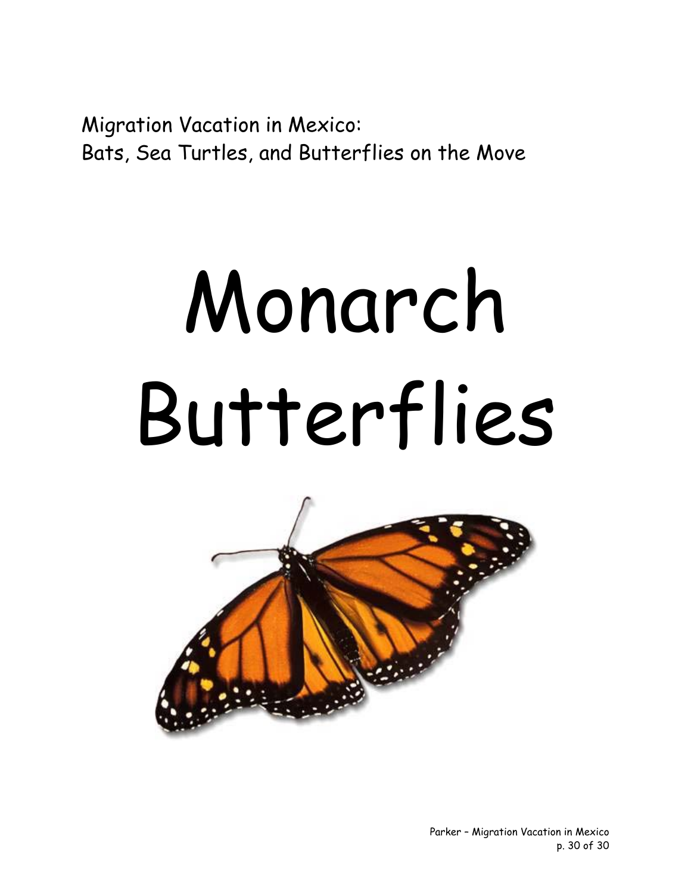Migration Vacation in Mexico:
Bats, Sea Turtles, and Butterflies on the Move

# Monarch Butterflies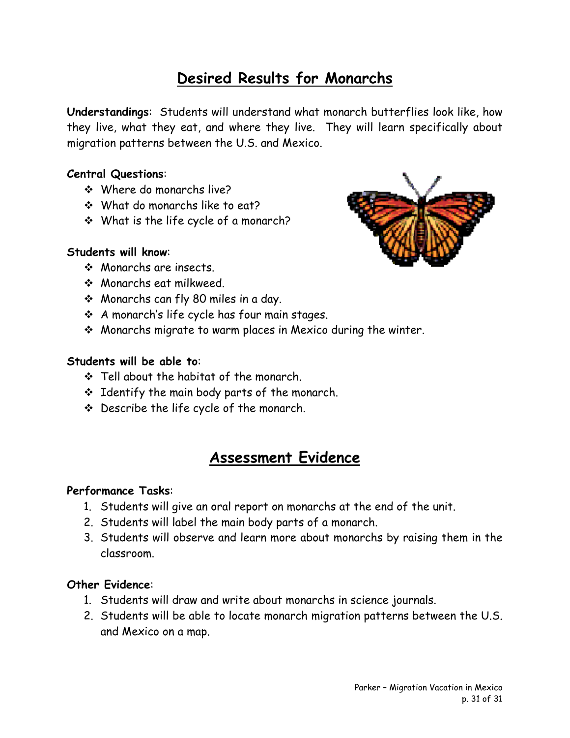## Desired Results for Monarchs

**Understandings**: Students will understand what monarch butterflies look like, how they live, what they eat, and where they live. They will learn specifically about migration patterns between the U.S. and Mexico.

**Central Questions**:

- Where do monarchs live?
- What do monarchs like to eat?
- What is the life cycle of a monarch?

**Students will know**:

- Monarchs are insects.
- Monarchs eat milkweed.
- Monarchs can fly 80 miles in a day.
- A monarch's life cycle has four main stages.
- Monarchs migrate to warm places in Mexico during the winter.

**Students will be able to**:

- Tell about the habitat of the monarch.
- Identify the main body parts of the monarch.
- Describe the life cycle of the monarch.

## Assessment Evidence

**Performance Tasks**:

1. Students will give an oral report on monarchs at the end of the unit.
2. Students will label the main body parts of a monarch.
3. Students will observe and learn more about monarchs by raising them in the classroom.

**Other Evidence**:

1. Students will draw and write about monarchs in science journals.
2. Students will be able to locate monarch migration patterns between the U.S. and Mexico on a map.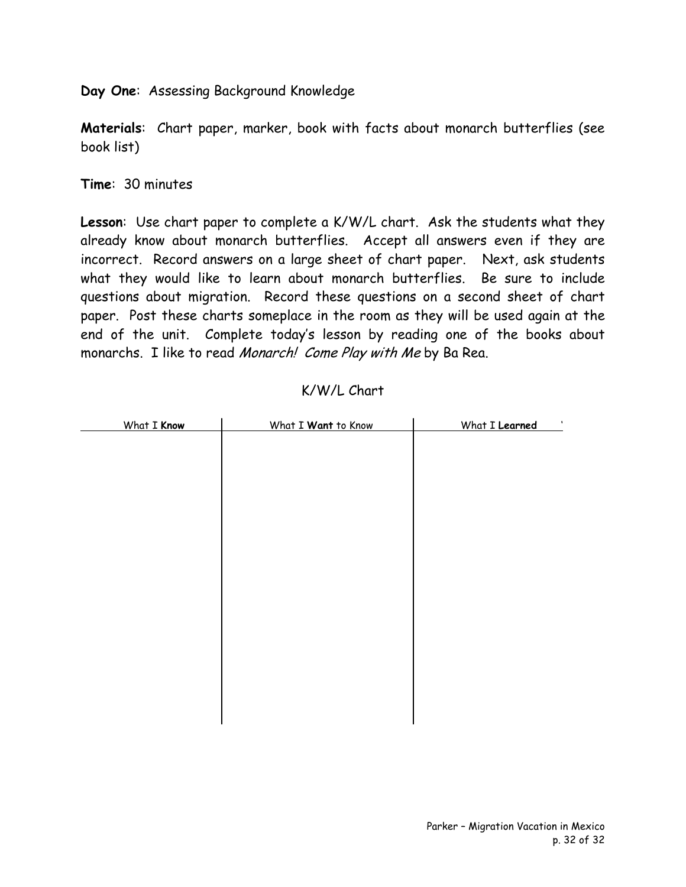**Day One**: Assessing Background Knowledge

**Materials**: Chart paper, marker, book with facts about monarch butterflies (see book list)

**Time**: 30 minutes

**Lesson**: Use chart paper to complete a K/W/L chart. Ask the students what they already know about monarch butterflies. Accept all answers even if they are incorrect. Record answers on a large sheet of chart paper. Next, ask students what they would like to learn about monarch butterflies. Be sure to include questions about migration. Record these questions on a second sheet of chart paper. Post these charts someplace in the room as they will be used again at the end of the unit. Complete today's lesson by reading one of the books about monarchs. I like to read *Monarch! Come Play with Me* by Ba Rea.

K/W/L Chart

| What I **Know** | What I **Want** to Know | What I **Learned** |
|---|---|---|
| | | |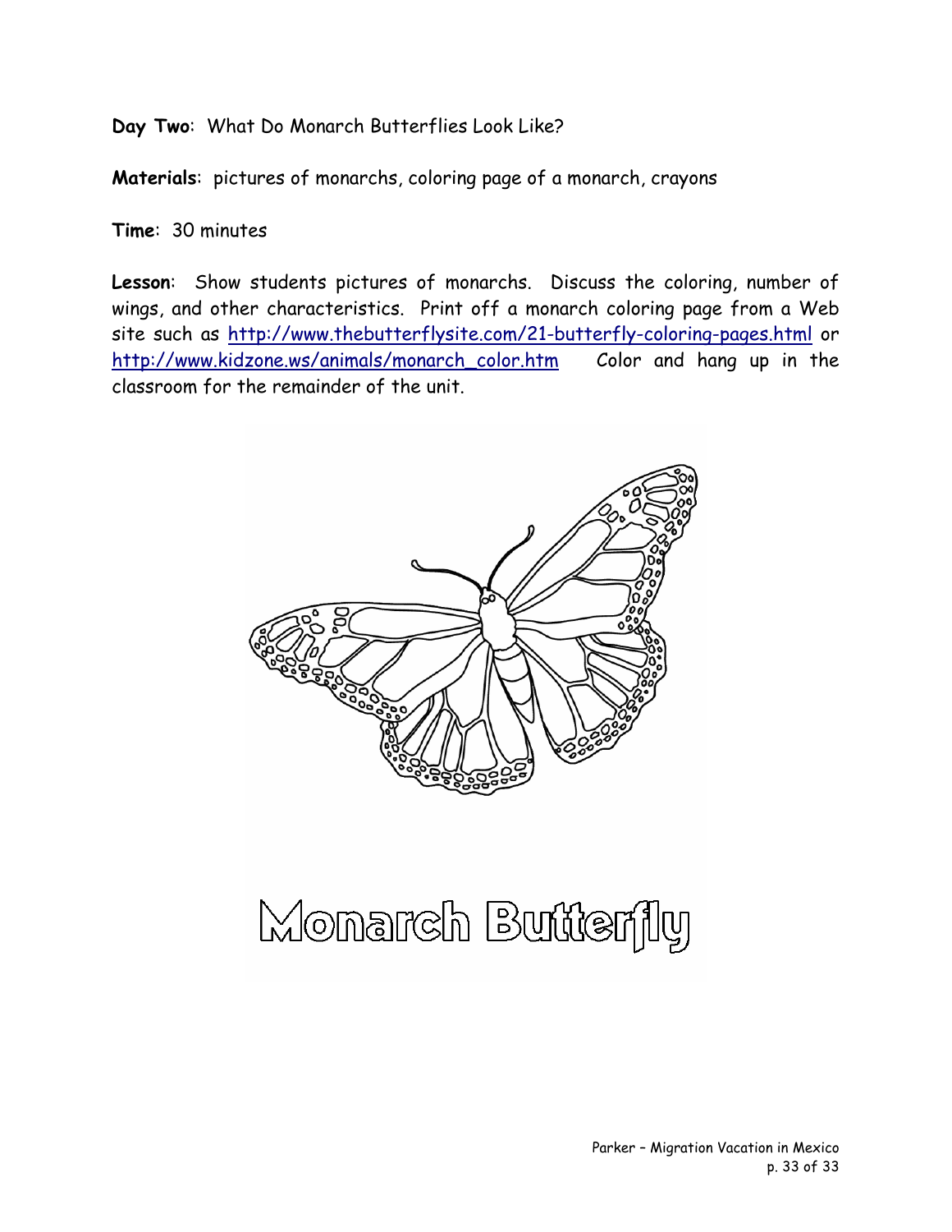**Day Two**: What Do Monarch Butterflies Look Like?

**Materials**: pictures of monarchs, coloring page of a monarch, crayons

**Time**: 30 minutes

**Lesson**: Show students pictures of monarchs. Discuss the coloring, number of wings, and other characteristics. Print off a monarch coloring page from a Web site such as http://www.thebutterflysite.com/21-butterfly-coloring-pages.html or http://www.kidzone.ws/animals/monarch_color.htm Color and hang up in the classroom for the remainder of the unit.

Monarch Butterfly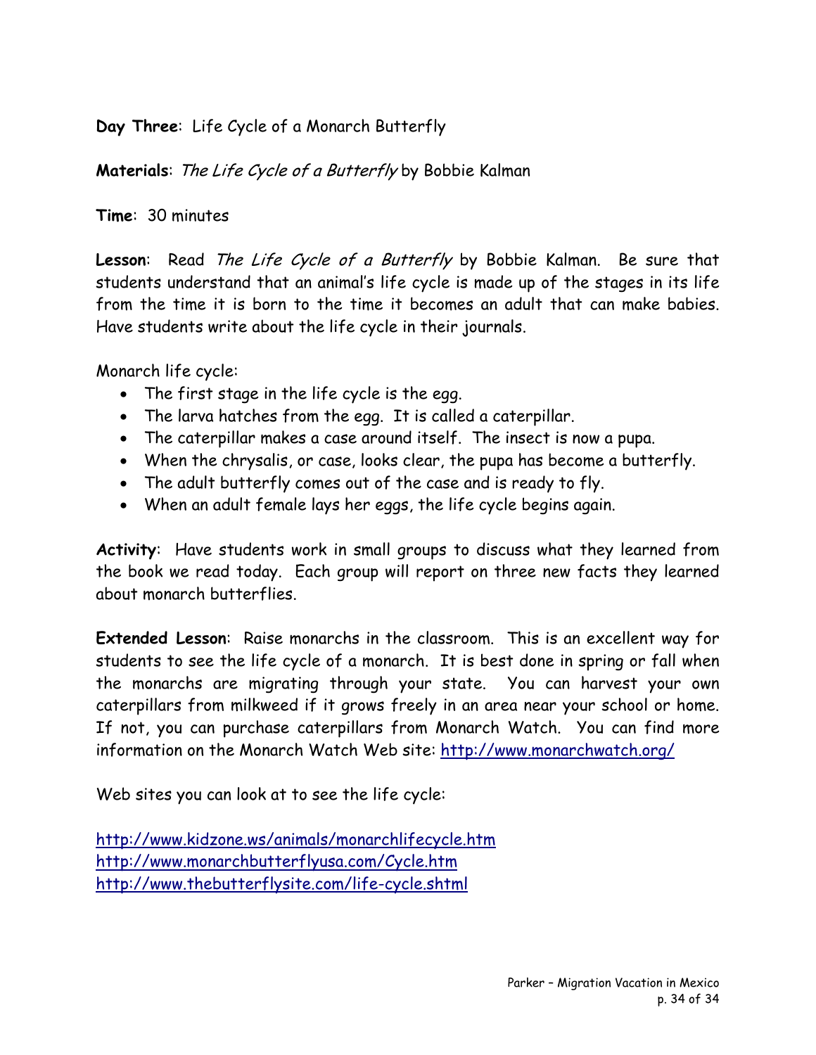**Day Three**: Life Cycle of a Monarch Butterfly

**Materials**: *The Life Cycle of a Butterfly* by Bobbie Kalman

**Time**: 30 minutes

**Lesson**: Read *The Life Cycle of a Butterfly* by Bobbie Kalman. Be sure that students understand that an animal's life cycle is made up of the stages in its life from the time it is born to the time it becomes an adult that can make babies. Have students write about the life cycle in their journals.

Monarch life cycle:

- The first stage in the life cycle is the egg.
- The larva hatches from the egg. It is called a caterpillar.
- The caterpillar makes a case around itself. The insect is now a pupa.
- When the chrysalis, or case, looks clear, the pupa has become a butterfly.
- The adult butterfly comes out of the case and is ready to fly.
- When an adult female lays her eggs, the life cycle begins again.

**Activity**: Have students work in small groups to discuss what they learned from the book we read today. Each group will report on three new facts they learned about monarch butterflies.

**Extended Lesson**: Raise monarchs in the classroom. This is an excellent way for students to see the life cycle of a monarch. It is best done in spring or fall when the monarchs are migrating through your state. You can harvest your own caterpillars from milkweed if it grows freely in an area near your school or home. If not, you can purchase caterpillars from Monarch Watch. You can find more information on the Monarch Watch Web site: http://www.monarchwatch.org/

Web sites you can look at to see the life cycle:

http://www.kidzone.ws/animals/monarchlifecycle.htm
http://www.monarchbutterflyusa.com/Cycle.htm
http://www.thebutterflysite.com/life-cycle.shtml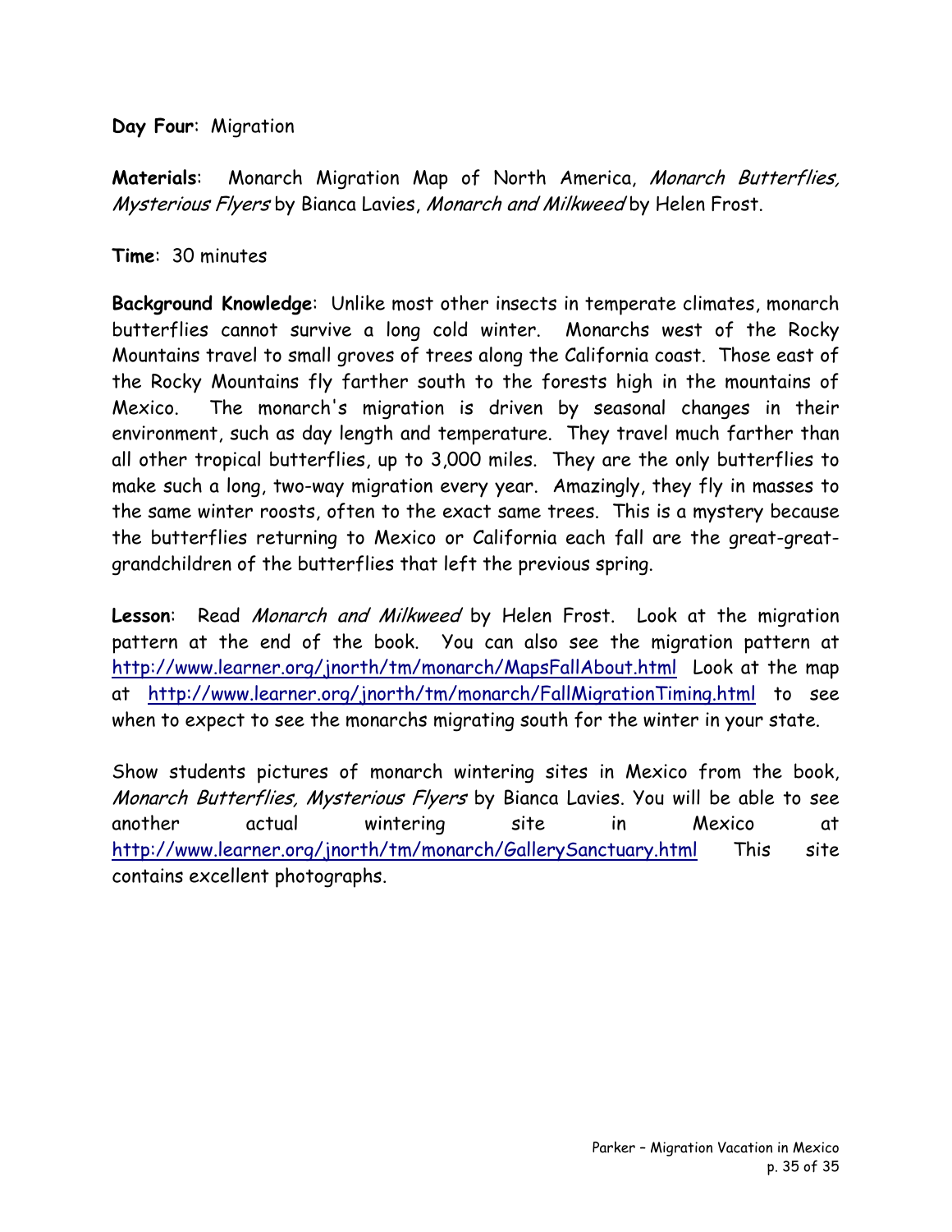**Day Four**: Migration

**Materials**: Monarch Migration Map of North America, *Monarch Butterflies, Mysterious Flyers* by Bianca Lavies, *Monarch and Milkweed* by Helen Frost.

**Time**: 30 minutes

**Background Knowledge**: Unlike most other insects in temperate climates, monarch butterflies cannot survive a long cold winter. Monarchs west of the Rocky Mountains travel to small groves of trees along the California coast. Those east of the Rocky Mountains fly farther south to the forests high in the mountains of Mexico. The monarch's migration is driven by seasonal changes in their environment, such as day length and temperature. They travel much farther than all other tropical butterflies, up to 3,000 miles. They are the only butterflies to make such a long, two-way migration every year. Amazingly, they fly in masses to the same winter roosts, often to the exact same trees. This is a mystery because the butterflies returning to Mexico or California each fall are the great-great-grandchildren of the butterflies that left the previous spring.

**Lesson**: Read *Monarch and Milkweed* by Helen Frost. Look at the migration pattern at the end of the book. You can also see the migration pattern at http://www.learner.org/jnorth/tm/monarch/MapsFallAbout.html Look at the map at http://www.learner.org/jnorth/tm/monarch/FallMigrationTiming.html to see when to expect to see the monarchs migrating south for the winter in your state.

Show students pictures of monarch wintering sites in Mexico from the book, *Monarch Butterflies, Mysterious Flyers* by Bianca Lavies. You will be able to see another actual wintering site in Mexico at http://www.learner.org/jnorth/tm/monarch/GallerySanctuary.html This site contains excellent photographs.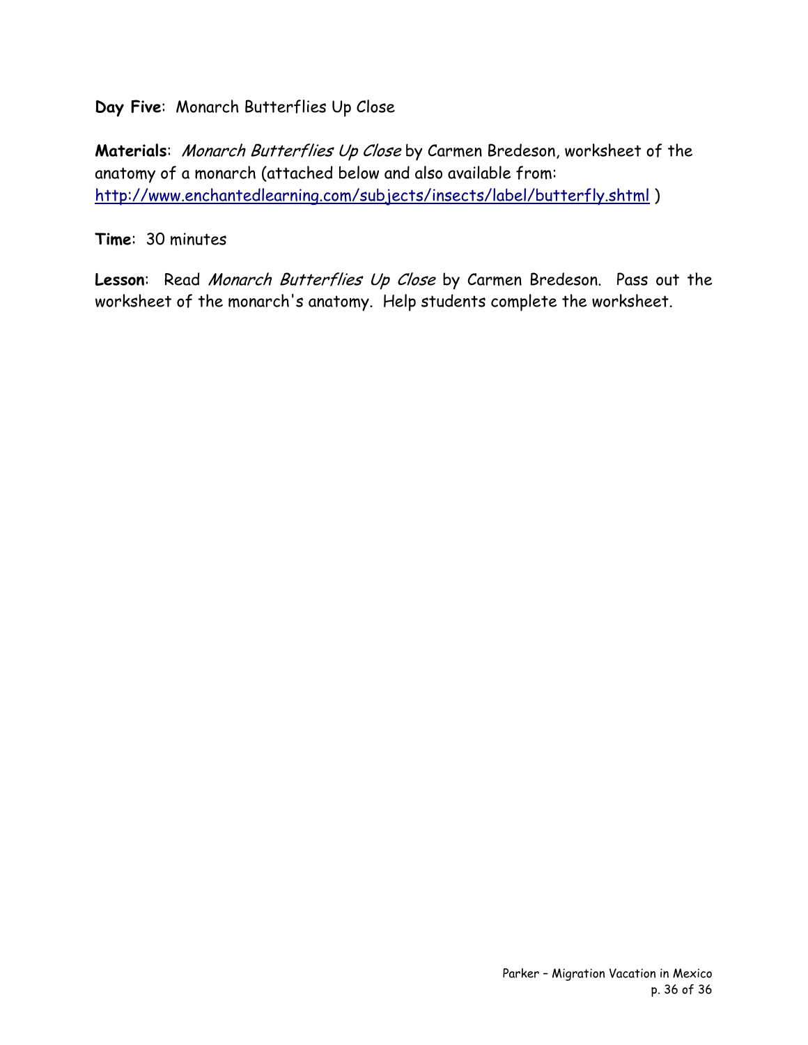**Day Five**: Monarch Butterflies Up Close

**Materials**: *Monarch Butterflies Up Close* by Carmen Bredeson, worksheet of the anatomy of a monarch (attached below and also available from: http://www.enchantedlearning.com/subjects/insects/label/butterfly.shtml )

**Time**: 30 minutes

**Lesson**: Read *Monarch Butterflies Up Close* by Carmen Bredeson. Pass out the worksheet of the monarch's anatomy. Help students complete the worksheet.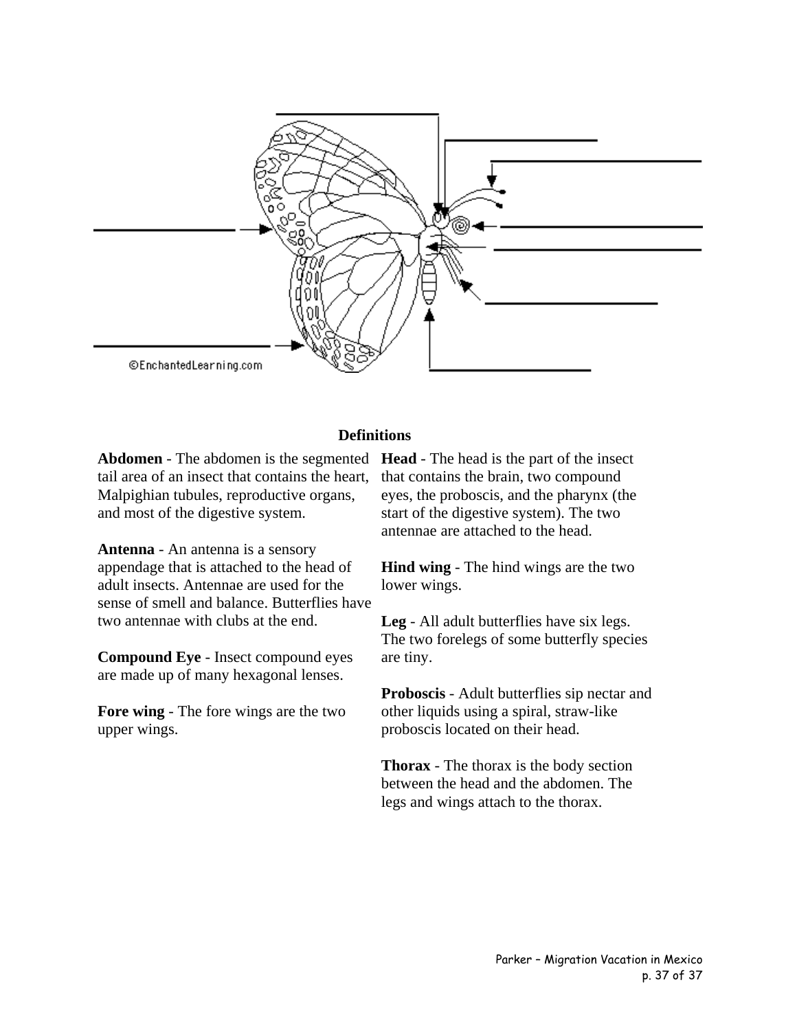©EnchantedLearning.com

**Definitions**

**Abdomen** - The abdomen is the segmented tail area of an insect that contains the heart, Malpighian tubules, reproductive organs, and most of the digestive system.

**Antenna** - An antenna is a sensory appendage that is attached to the head of adult insects. Antennae are used for the sense of smell and balance. Butterflies have two antennae with clubs at the end.

**Compound Eye** - Insect compound eyes are made up of many hexagonal lenses.

**Fore wing** - The fore wings are the two upper wings.

**Head** - The head is the part of the insect that contains the brain, two compound eyes, the proboscis, and the pharynx (the start of the digestive system). The two antennae are attached to the head.

**Hind wing** - The hind wings are the two lower wings.

**Leg** - All adult butterflies have six legs. The two forelegs of some butterfly species are tiny.

**Proboscis** - Adult butterflies sip nectar and other liquids using a spiral, straw-like proboscis located on their head.

**Thorax** - The thorax is the body section between the head and the abdomen. The legs and wings attach to the thorax.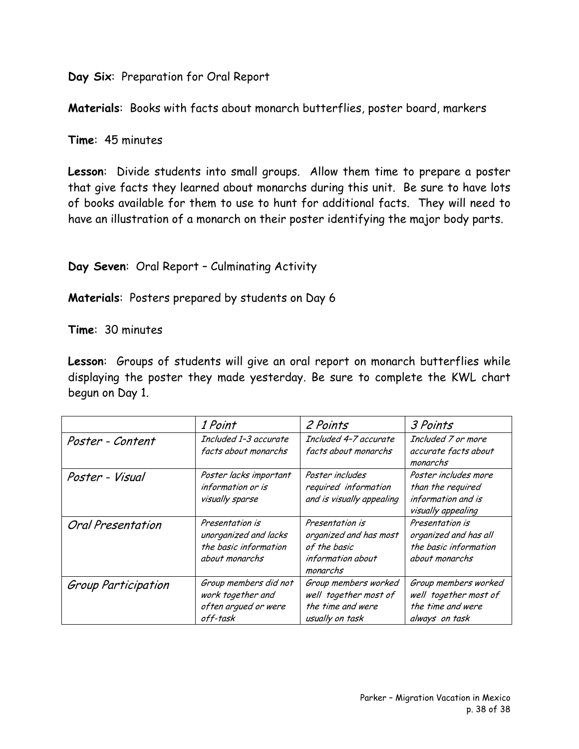**Day Six**: Preparation for Oral Report

**Materials**: Books with facts about monarch butterflies, poster board, markers

**Time**: 45 minutes

**Lesson**: Divide students into small groups. Allow them time to prepare a poster that give facts they learned about monarchs during this unit. Be sure to have lots of books available for them to use to hunt for additional facts. They will need to have an illustration of a monarch on their poster identifying the major body parts.

**Day Seven**: Oral Report – Culminating Activity

**Materials**: Posters prepared by students on Day 6

**Time**: 30 minutes

**Lesson**: Groups of students will give an oral report on monarch butterflies while displaying the poster they made yesterday. Be sure to complete the KWL chart begun on Day 1.

| | *1 Point* | *2 Points* | *3 Points* |
|---|---|---|---|
| *Poster - Content* | *Included 1–3 accurate facts about monarchs* | *Included 4–7 accurate facts about monarchs* | *Included 7 or more accurate facts about monarchs* |
| *Poster - Visual* | *Poster lacks important information or is visually sparse* | *Poster includes required information and is visually appealing* | *Poster includes more than the required information and is visually appealing* |
| *Oral Presentation* | *Presentation is unorganized and lacks the basic information about monarchs* | *Presentation is organized and has most of the basic information about monarchs* | *Presentation is organized and has all the basic information about monarchs* |
| *Group Participation* | *Group members did not work together and often argued or were off-task* | *Group members worked well together most of the time and were usually on task* | *Group members worked well together most of the time and were always on task* |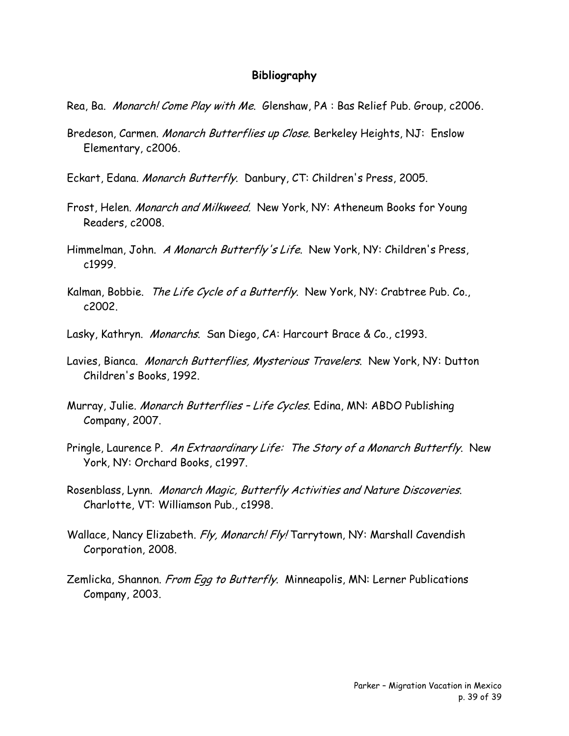## Bibliography

Rea, Ba. *Monarch! Come Play with Me*. Glenshaw, PA : Bas Relief Pub. Group, c2006.

Bredeson, Carmen. *Monarch Butterflies up Close*. Berkeley Heights, NJ: Enslow Elementary, c2006.

Eckart, Edana. *Monarch Butterfly*. Danbury, CT: Children's Press, 2005.

Frost, Helen. *Monarch and Milkweed*. New York, NY: Atheneum Books for Young Readers, c2008.

Himmelman, John. *A Monarch Butterfly's Life*. New York, NY: Children's Press, c1999.

Kalman, Bobbie. *The Life Cycle of a Butterfly*. New York, NY: Crabtree Pub. Co., c2002.

Lasky, Kathryn. *Monarchs*. San Diego, CA: Harcourt Brace & Co., c1993.

Lavies, Bianca. *Monarch Butterflies, Mysterious Travelers*. New York, NY: Dutton Children's Books, 1992.

Murray, Julie. *Monarch Butterflies – Life Cycles*. Edina, MN: ABDO Publishing Company, 2007.

Pringle, Laurence P. *An Extraordinary Life: The Story of a Monarch Butterfly*. New York, NY: Orchard Books, c1997.

Rosenblass, Lynn. *Monarch Magic, Butterfly Activities and Nature Discoveries*. Charlotte, VT: Williamson Pub., c1998.

Wallace, Nancy Elizabeth. *Fly, Monarch! Fly!* Tarrytown, NY: Marshall Cavendish Corporation, 2008.

Zemlicka, Shannon. *From Egg to Butterfly*. Minneapolis, MN: Lerner Publications Company, 2003.